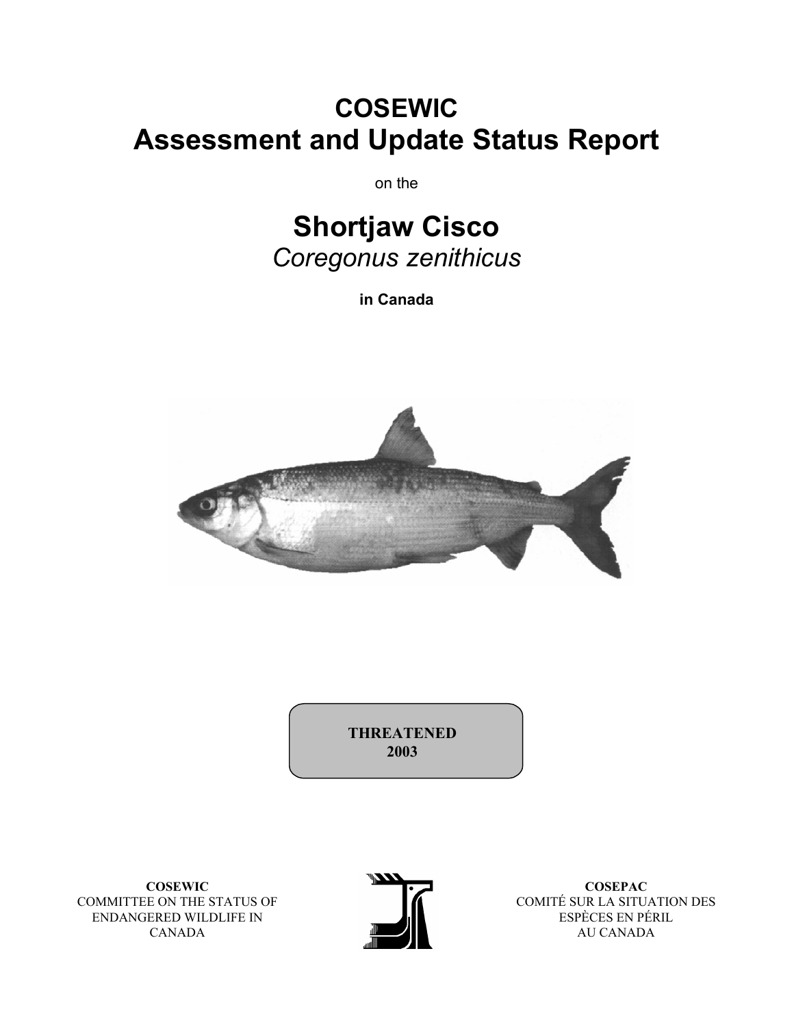# COSEWIC
# Assessment and Update Status Report

on the

# Shortjaw Cisco
## *Coregonus zenithicus*

**in Canada**

**THREATENED**
**2003**

**COSEWIC**
COMMITTEE ON THE STATUS OF ENDANGERED WILDLIFE IN CANADA

**COSEPAC**
COMITÉ SUR LA SITUATION DES ESPÈCES EN PÉRIL AU CANADA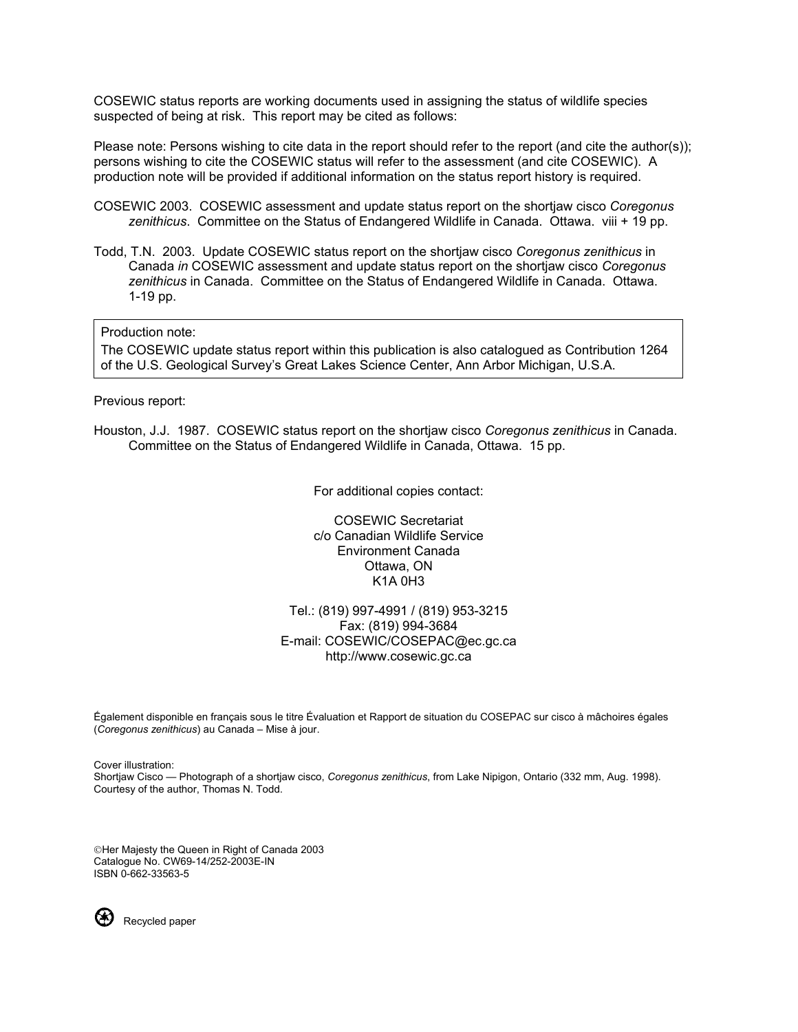COSEWIC status reports are working documents used in assigning the status of wildlife species suspected of being at risk. This report may be cited as follows:

Please note: Persons wishing to cite data in the report should refer to the report (and cite the author(s)); persons wishing to cite the COSEWIC status will refer to the assessment (and cite COSEWIC). A production note will be provided if additional information on the status report history is required.

COSEWIC 2003. COSEWIC assessment and update status report on the shortjaw cisco *Coregonus zenithicus*. Committee on the Status of Endangered Wildlife in Canada. Ottawa. viii + 19 pp.

Todd, T.N. 2003. Update COSEWIC status report on the shortjaw cisco *Coregonus zenithicus* in Canada *in* COSEWIC assessment and update status report on the shortjaw cisco *Coregonus zenithicus* in Canada. Committee on the Status of Endangered Wildlife in Canada. Ottawa. 1-19 pp.

> Production note:
> The COSEWIC update status report within this publication is also catalogued as Contribution 1264 of the U.S. Geological Survey's Great Lakes Science Center, Ann Arbor Michigan, U.S.A.

Previous report:

Houston, J.J. 1987. COSEWIC status report on the shortjaw cisco *Coregonus zenithicus* in Canada. Committee on the Status of Endangered Wildlife in Canada, Ottawa. 15 pp.

For additional copies contact:

COSEWIC Secretariat
c/o Canadian Wildlife Service
Environment Canada
Ottawa, ON
K1A 0H3

Tel.: (819) 997-4991 / (819) 953-3215
Fax: (819) 994-3684
E-mail: COSEWIC/COSEPAC@ec.gc.ca
http://www.cosewic.gc.ca

Également disponible en français sous le titre Évaluation et Rapport de situation du COSEPAC sur cisco à mâchoires égales (*Coregonus zenithicus*) au Canada – Mise à jour.

Cover illustration:
Shortjaw Cisco — Photograph of a shortjaw cisco, *Coregonus zenithicus*, from Lake Nipigon, Ontario (332 mm, Aug. 1998). Courtesy of the author, Thomas N. Todd.

©Her Majesty the Queen in Right of Canada 2003
Catalogue No. CW69-14/252-2003E-IN
ISBN 0-662-33563-5

Recycled paper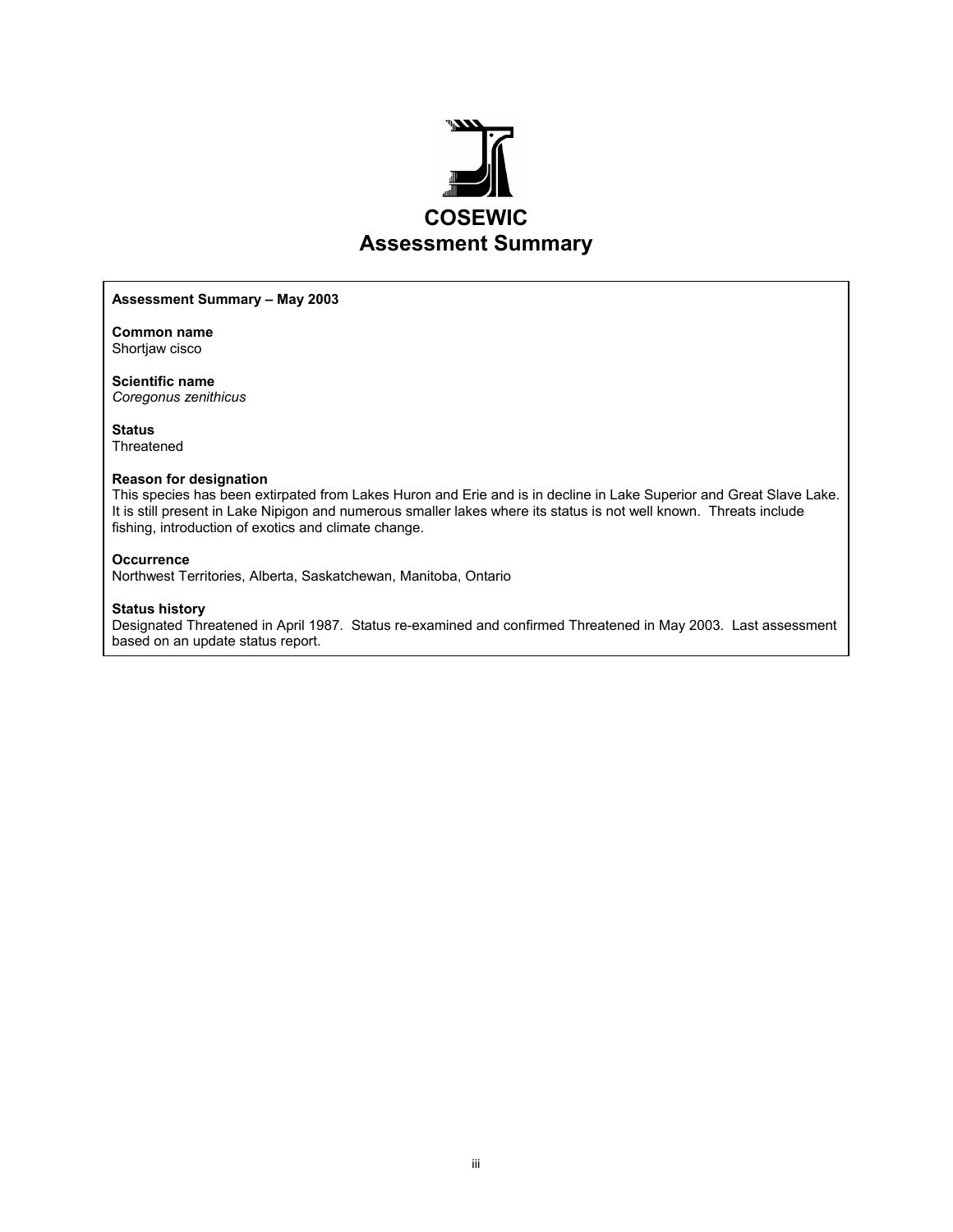# COSEWIC Assessment Summary

**Assessment Summary – May 2003**

**Common name**
Shortjaw cisco

**Scientific name**
*Coregonus zenithicus*

**Status**
Threatened

**Reason for designation**
This species has been extirpated from Lakes Huron and Erie and is in decline in Lake Superior and Great Slave Lake. It is still present in Lake Nipigon and numerous smaller lakes where its status is not well known. Threats include fishing, introduction of exotics and climate change.

**Occurrence**
Northwest Territories, Alberta, Saskatchewan, Manitoba, Ontario

**Status history**
Designated Threatened in April 1987. Status re-examined and confirmed Threatened in May 2003. Last assessment based on an update status report.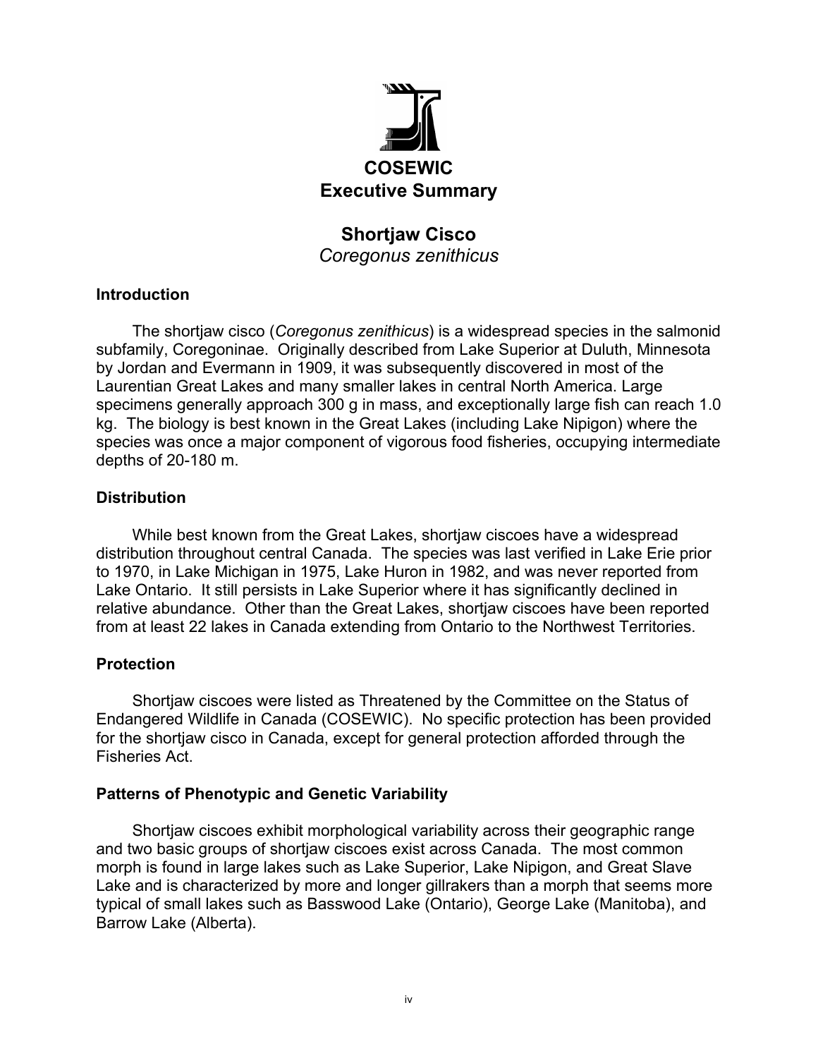# COSEWIC
# Executive Summary

## Shortjaw Cisco
*Coregonus zenithicus*

### Introduction

The shortjaw cisco (*Coregonus zenithicus*) is a widespread species in the salmonid subfamily, Coregoninae. Originally described from Lake Superior at Duluth, Minnesota by Jordan and Evermann in 1909, it was subsequently discovered in most of the Laurentian Great Lakes and many smaller lakes in central North America. Large specimens generally approach 300 g in mass, and exceptionally large fish can reach 1.0 kg. The biology is best known in the Great Lakes (including Lake Nipigon) where the species was once a major component of vigorous food fisheries, occupying intermediate depths of 20-180 m.

### Distribution

While best known from the Great Lakes, shortjaw ciscoes have a widespread distribution throughout central Canada. The species was last verified in Lake Erie prior to 1970, in Lake Michigan in 1975, Lake Huron in 1982, and was never reported from Lake Ontario. It still persists in Lake Superior where it has significantly declined in relative abundance. Other than the Great Lakes, shortjaw ciscoes have been reported from at least 22 lakes in Canada extending from Ontario to the Northwest Territories.

### Protection

Shortjaw ciscoes were listed as Threatened by the Committee on the Status of Endangered Wildlife in Canada (COSEWIC). No specific protection has been provided for the shortjaw cisco in Canada, except for general protection afforded through the Fisheries Act.

### Patterns of Phenotypic and Genetic Variability

Shortjaw ciscoes exhibit morphological variability across their geographic range and two basic groups of shortjaw ciscoes exist across Canada. The most common morph is found in large lakes such as Lake Superior, Lake Nipigon, and Great Slave Lake and is characterized by more and longer gillrakers than a morph that seems more typical of small lakes such as Basswood Lake (Ontario), George Lake (Manitoba), and Barrow Lake (Alberta).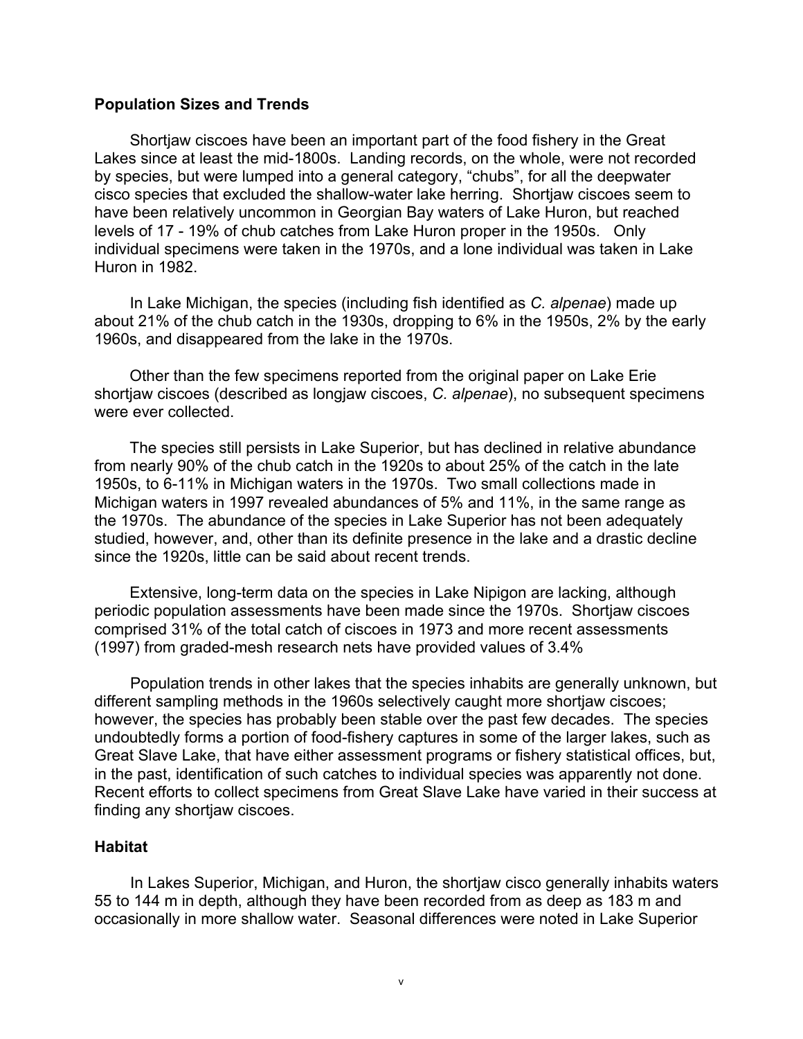### Population Sizes and Trends

Shortjaw ciscoes have been an important part of the food fishery in the Great Lakes since at least the mid-1800s. Landing records, on the whole, were not recorded by species, but were lumped into a general category, "chubs", for all the deepwater cisco species that excluded the shallow-water lake herring. Shortjaw ciscoes seem to have been relatively uncommon in Georgian Bay waters of Lake Huron, but reached levels of 17 - 19% of chub catches from Lake Huron proper in the 1950s. Only individual specimens were taken in the 1970s, and a lone individual was taken in Lake Huron in 1982.

In Lake Michigan, the species (including fish identified as *C. alpenae*) made up about 21% of the chub catch in the 1930s, dropping to 6% in the 1950s, 2% by the early 1960s, and disappeared from the lake in the 1970s.

Other than the few specimens reported from the original paper on Lake Erie shortjaw ciscoes (described as longjaw ciscoes, *C. alpenae*), no subsequent specimens were ever collected.

The species still persists in Lake Superior, but has declined in relative abundance from nearly 90% of the chub catch in the 1920s to about 25% of the catch in the late 1950s, to 6-11% in Michigan waters in the 1970s. Two small collections made in Michigan waters in 1997 revealed abundances of 5% and 11%, in the same range as the 1970s. The abundance of the species in Lake Superior has not been adequately studied, however, and, other than its definite presence in the lake and a drastic decline since the 1920s, little can be said about recent trends.

Extensive, long-term data on the species in Lake Nipigon are lacking, although periodic population assessments have been made since the 1970s. Shortjaw ciscoes comprised 31% of the total catch of ciscoes in 1973 and more recent assessments (1997) from graded-mesh research nets have provided values of 3.4%

Population trends in other lakes that the species inhabits are generally unknown, but different sampling methods in the 1960s selectively caught more shortjaw ciscoes; however, the species has probably been stable over the past few decades. The species undoubtedly forms a portion of food-fishery captures in some of the larger lakes, such as Great Slave Lake, that have either assessment programs or fishery statistical offices, but, in the past, identification of such catches to individual species was apparently not done. Recent efforts to collect specimens from Great Slave Lake have varied in their success at finding any shortjaw ciscoes.

### Habitat

In Lakes Superior, Michigan, and Huron, the shortjaw cisco generally inhabits waters 55 to 144 m in depth, although they have been recorded from as deep as 183 m and occasionally in more shallow water. Seasonal differences were noted in Lake Superior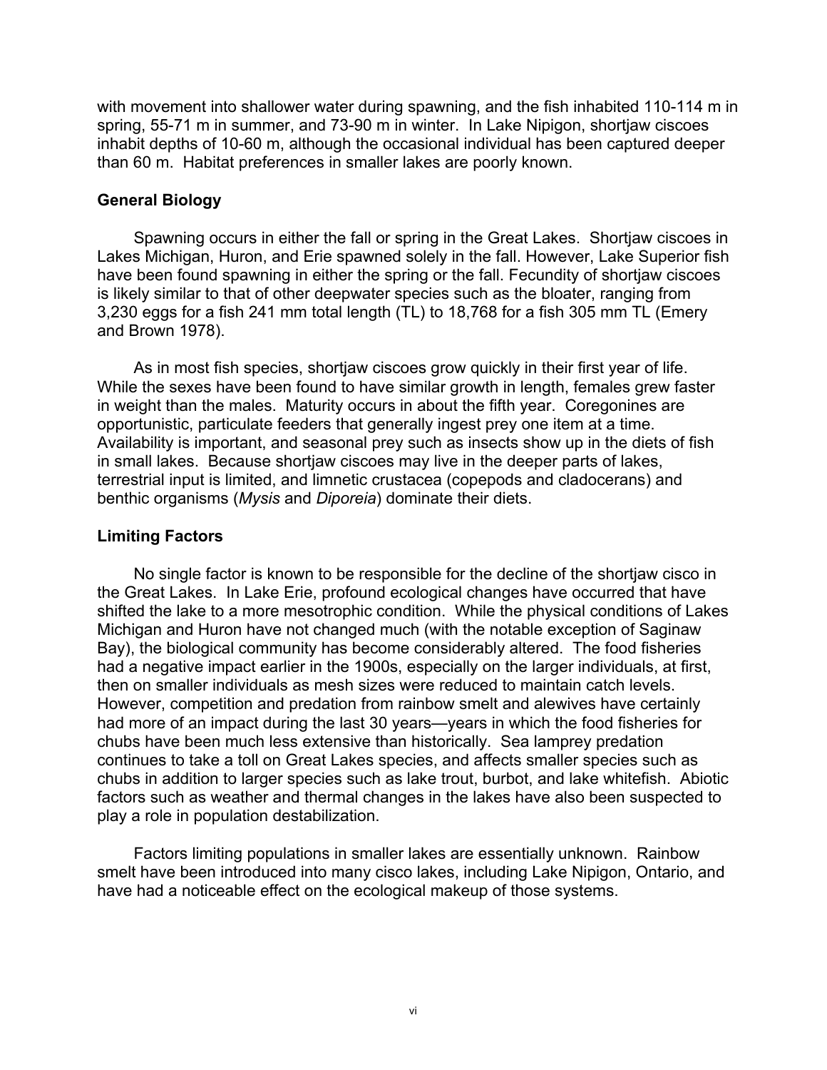with movement into shallower water during spawning, and the fish inhabited 110-114 m in spring, 55-71 m in summer, and 73-90 m in winter. In Lake Nipigon, shortjaw ciscoes inhabit depths of 10-60 m, although the occasional individual has been captured deeper than 60 m. Habitat preferences in smaller lakes are poorly known.

### General Biology

Spawning occurs in either the fall or spring in the Great Lakes. Shortjaw ciscoes in Lakes Michigan, Huron, and Erie spawned solely in the fall. However, Lake Superior fish have been found spawning in either the spring or the fall. Fecundity of shortjaw ciscoes is likely similar to that of other deepwater species such as the bloater, ranging from 3,230 eggs for a fish 241 mm total length (TL) to 18,768 for a fish 305 mm TL (Emery and Brown 1978).

As in most fish species, shortjaw ciscoes grow quickly in their first year of life. While the sexes have been found to have similar growth in length, females grew faster in weight than the males. Maturity occurs in about the fifth year. Coregonines are opportunistic, particulate feeders that generally ingest prey one item at a time. Availability is important, and seasonal prey such as insects show up in the diets of fish in small lakes. Because shortjaw ciscoes may live in the deeper parts of lakes, terrestrial input is limited, and limnetic crustacea (copepods and cladocerans) and benthic organisms (*Mysis* and *Diporeia*) dominate their diets.

### Limiting Factors

No single factor is known to be responsible for the decline of the shortjaw cisco in the Great Lakes. In Lake Erie, profound ecological changes have occurred that have shifted the lake to a more mesotrophic condition. While the physical conditions of Lakes Michigan and Huron have not changed much (with the notable exception of Saginaw Bay), the biological community has become considerably altered. The food fisheries had a negative impact earlier in the 1900s, especially on the larger individuals, at first, then on smaller individuals as mesh sizes were reduced to maintain catch levels. However, competition and predation from rainbow smelt and alewives have certainly had more of an impact during the last 30 years—years in which the food fisheries for chubs have been much less extensive than historically. Sea lamprey predation continues to take a toll on Great Lakes species, and affects smaller species such as chubs in addition to larger species such as lake trout, burbot, and lake whitefish. Abiotic factors such as weather and thermal changes in the lakes have also been suspected to play a role in population destabilization.

Factors limiting populations in smaller lakes are essentially unknown. Rainbow smelt have been introduced into many cisco lakes, including Lake Nipigon, Ontario, and have had a noticeable effect on the ecological makeup of those systems.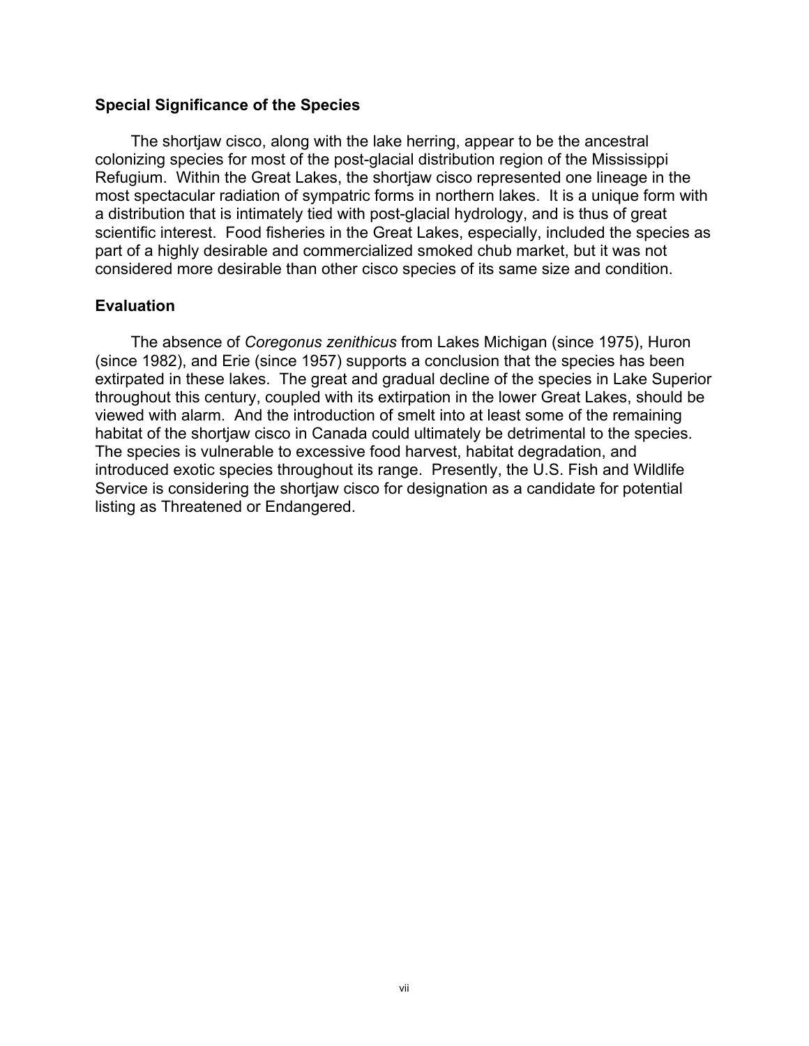### Special Significance of the Species

The shortjaw cisco, along with the lake herring, appear to be the ancestral colonizing species for most of the post-glacial distribution region of the Mississippi Refugium. Within the Great Lakes, the shortjaw cisco represented one lineage in the most spectacular radiation of sympatric forms in northern lakes. It is a unique form with a distribution that is intimately tied with post-glacial hydrology, and is thus of great scientific interest. Food fisheries in the Great Lakes, especially, included the species as part of a highly desirable and commercialized smoked chub market, but it was not considered more desirable than other cisco species of its same size and condition.

### Evaluation

The absence of *Coregonus zenithicus* from Lakes Michigan (since 1975), Huron (since 1982), and Erie (since 1957) supports a conclusion that the species has been extirpated in these lakes. The great and gradual decline of the species in Lake Superior throughout this century, coupled with its extirpation in the lower Great Lakes, should be viewed with alarm. And the introduction of smelt into at least some of the remaining habitat of the shortjaw cisco in Canada could ultimately be detrimental to the species. The species is vulnerable to excessive food harvest, habitat degradation, and introduced exotic species throughout its range. Presently, the U.S. Fish and Wildlife Service is considering the shortjaw cisco for designation as a candidate for potential listing as Threatened or Endangered.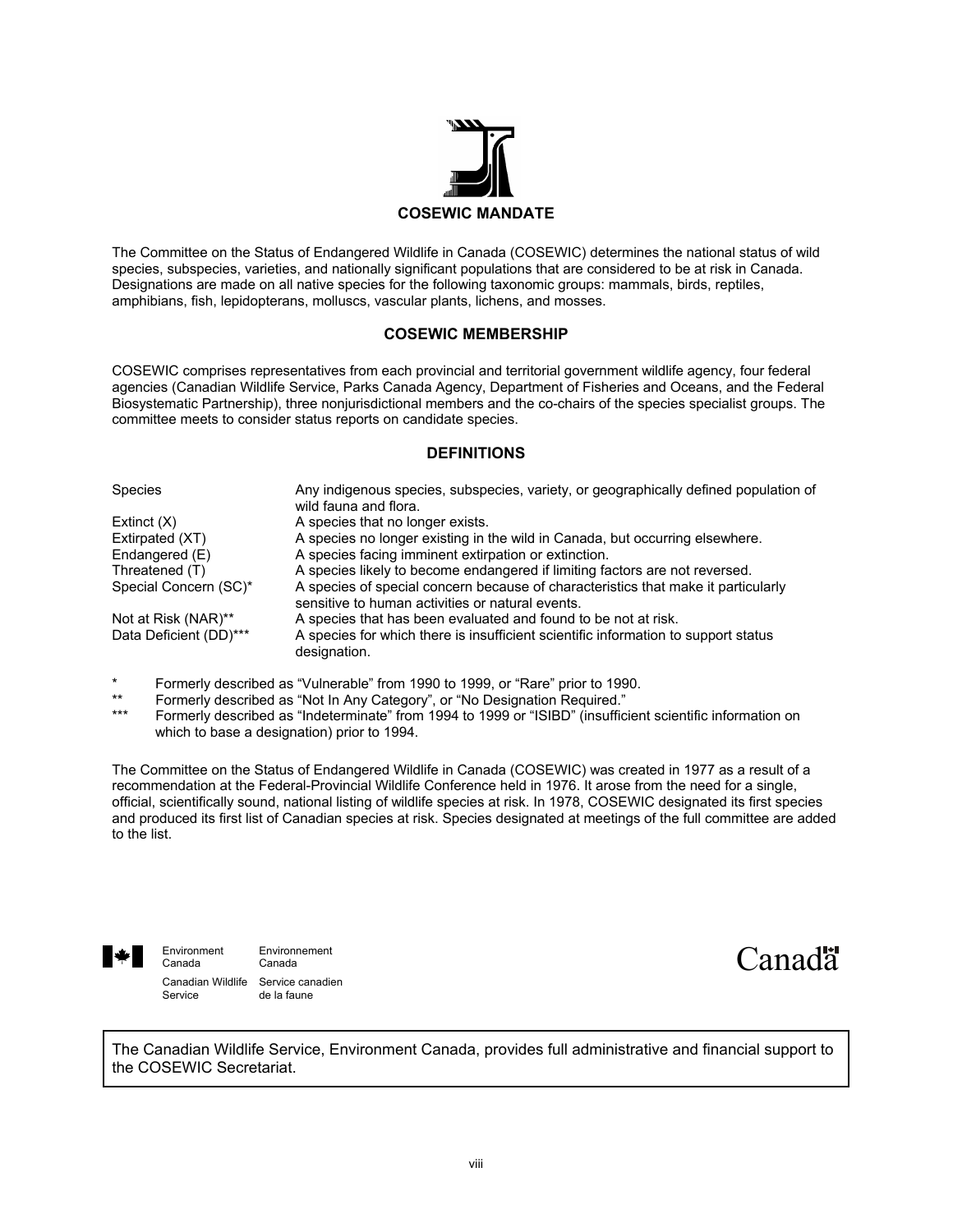## COSEWIC MANDATE

The Committee on the Status of Endangered Wildlife in Canada (COSEWIC) determines the national status of wild species, subspecies, varieties, and nationally significant populations that are considered to be at risk in Canada. Designations are made on all native species for the following taxonomic groups: mammals, birds, reptiles, amphibians, fish, lepidopterans, molluscs, vascular plants, lichens, and mosses.

## COSEWIC MEMBERSHIP

COSEWIC comprises representatives from each provincial and territorial government wildlife agency, four federal agencies (Canadian Wildlife Service, Parks Canada Agency, Department of Fisheries and Oceans, and the Federal Biosystematic Partnership), three nonjurisdictional members and the co-chairs of the species specialist groups. The committee meets to consider status reports on candidate species.

## DEFINITIONS

| | |
|---|---|
| Species | Any indigenous species, subspecies, variety, or geographically defined population of wild fauna and flora. |
| Extinct (X) | A species that no longer exists. |
| Extirpated (XT) | A species no longer existing in the wild in Canada, but occurring elsewhere. |
| Endangered (E) | A species facing imminent extirpation or extinction. |
| Threatened (T) | A species likely to become endangered if limiting factors are not reversed. |
| Special Concern (SC)* | A species of special concern because of characteristics that make it particularly sensitive to human activities or natural events. |
| Not at Risk (NAR)** | A species that has been evaluated and found to be not at risk. |
| Data Deficient (DD)*** | A species for which there is insufficient scientific information to support status designation. |

\* Formerly described as "Vulnerable" from 1990 to 1999, or "Rare" prior to 1990.

\*\* Formerly described as "Not In Any Category", or "No Designation Required."

\*\*\* Formerly described as "Indeterminate" from 1994 to 1999 or "ISIBD" (insufficient scientific information on which to base a designation) prior to 1994.

The Committee on the Status of Endangered Wildlife in Canada (COSEWIC) was created in 1977 as a result of a recommendation at the Federal-Provincial Wildlife Conference held in 1976. It arose from the need for a single, official, scientifically sound, national listing of wildlife species at risk. In 1978, COSEWIC designated its first species and produced its first list of Canadian species at risk. Species designated at meetings of the full committee are added to the list.

Environment Canada | Environnement Canada

Canadian Wildlife Service | Service canadien de la faune

Canada

The Canadian Wildlife Service, Environment Canada, provides full administrative and financial support to the COSEWIC Secretariat.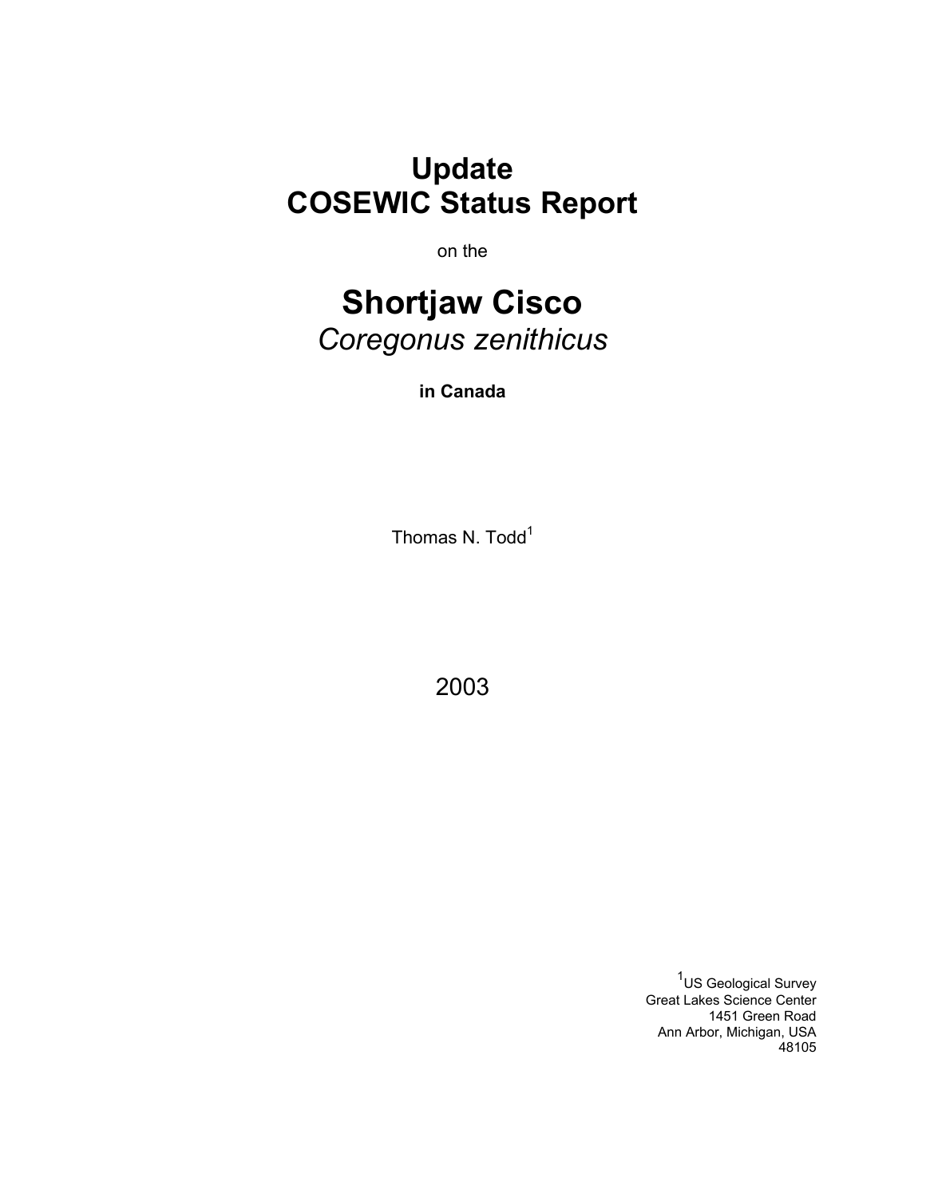# Update COSEWIC Status Report

on the

# Shortjaw Cisco
*Coregonus zenithicus*

**in Canada**

Thomas N. Todd[1]

2003

[1]US Geological Survey
Great Lakes Science Center
1451 Green Road
Ann Arbor, Michigan, USA
48105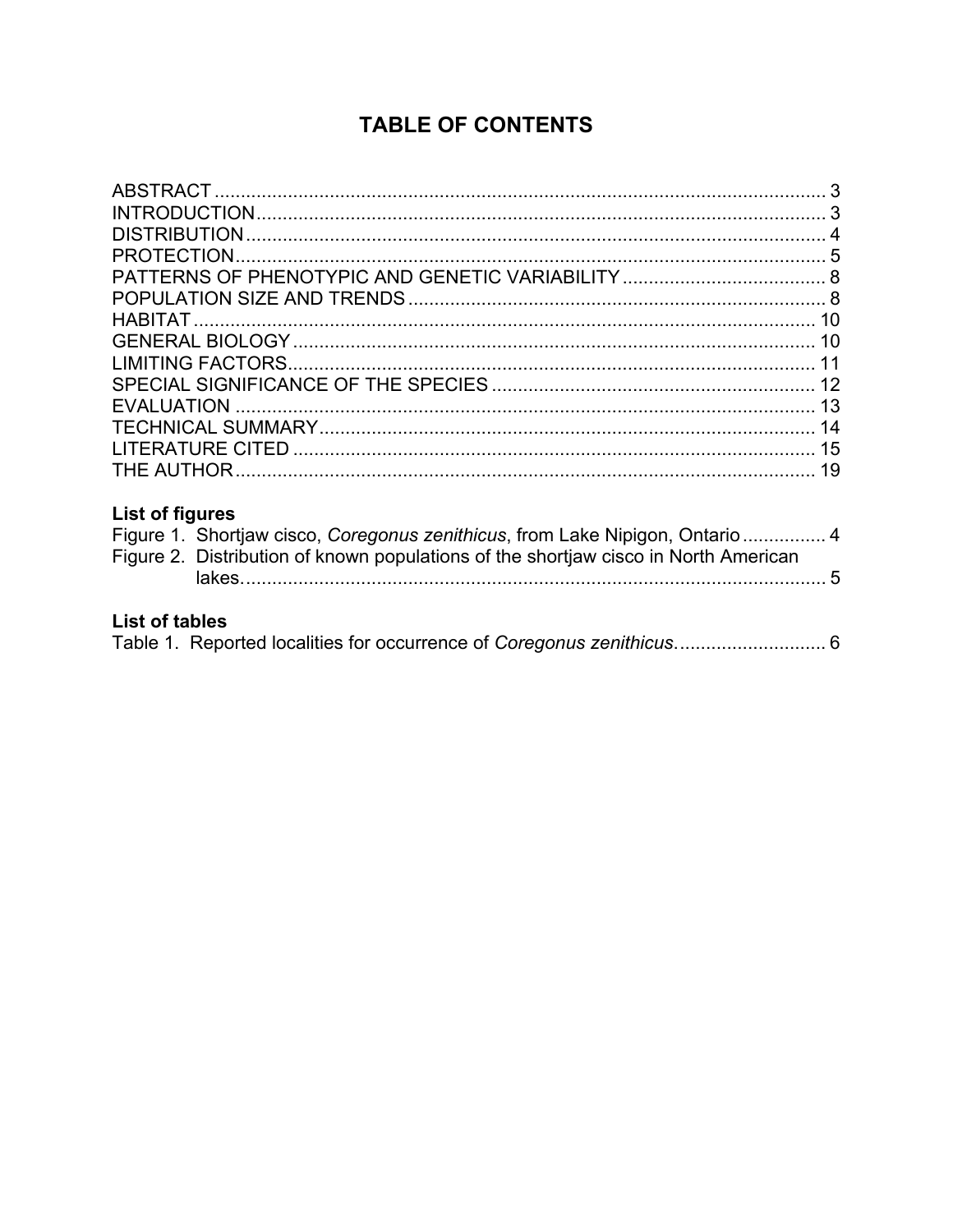# TABLE OF CONTENTS

ABSTRACT ..................................................................................................................... 3
INTRODUCTION............................................................................................................. 3
DISTRIBUTION............................................................................................................... 4
PROTECTION................................................................................................................. 5
PATTERNS OF PHENOTYPIC AND GENETIC VARIABILITY....................................... 8
POPULATION SIZE AND TRENDS ............................................................................... 8
HABITAT ....................................................................................................................... 10
GENERAL BIOLOGY.................................................................................................... 10
LIMITING FACTORS..................................................................................................... 11
SPECIAL SIGNIFICANCE OF THE SPECIES .............................................................. 12
EVALUATION ............................................................................................................... 13
TECHNICAL SUMMARY............................................................................................... 14
LITERATURE CITED .................................................................................................... 15
THE AUTHOR............................................................................................................... 19

**List of figures**

Figure 1. Shortjaw cisco, *Coregonus zenithicus*, from Lake Nipigon, Ontario ................ 4
Figure 2. Distribution of known populations of the shortjaw cisco in North American lakes.............................................................................................................. 5

**List of tables**

Table 1. Reported localities for occurrence of *Coregonus zenithicus*............................ 6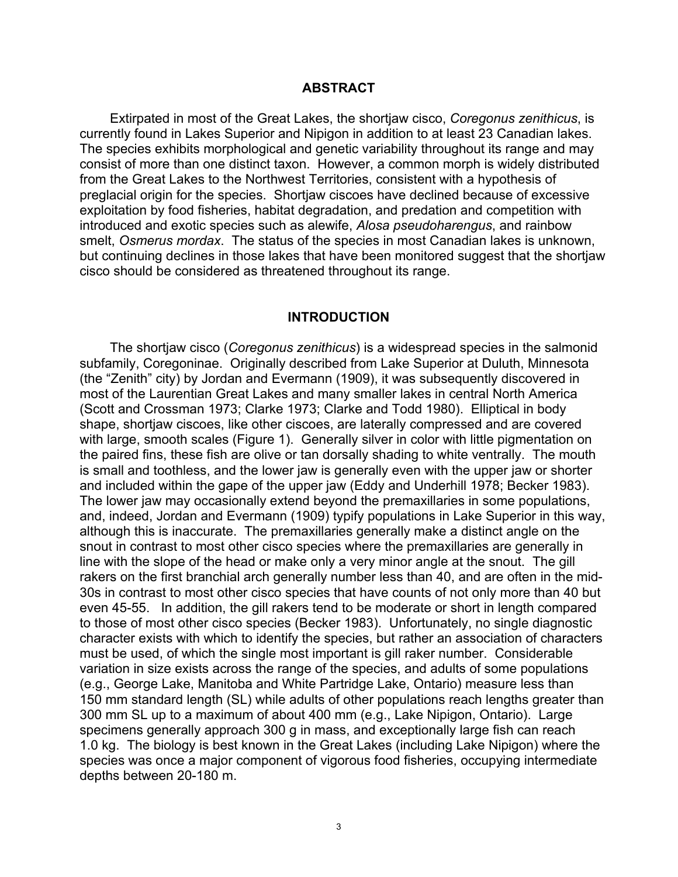## ABSTRACT

Extirpated in most of the Great Lakes, the shortjaw cisco, *Coregonus zenithicus*, is currently found in Lakes Superior and Nipigon in addition to at least 23 Canadian lakes. The species exhibits morphological and genetic variability throughout its range and may consist of more than one distinct taxon. However, a common morph is widely distributed from the Great Lakes to the Northwest Territories, consistent with a hypothesis of preglacial origin for the species. Shortjaw ciscoes have declined because of excessive exploitation by food fisheries, habitat degradation, and predation and competition with introduced and exotic species such as alewife, *Alosa pseudoharengus*, and rainbow smelt, *Osmerus mordax*. The status of the species in most Canadian lakes is unknown, but continuing declines in those lakes that have been monitored suggest that the shortjaw cisco should be considered as threatened throughout its range.

## INTRODUCTION

The shortjaw cisco (*Coregonus zenithicus*) is a widespread species in the salmonid subfamily, Coregoninae. Originally described from Lake Superior at Duluth, Minnesota (the "Zenith" city) by Jordan and Evermann (1909), it was subsequently discovered in most of the Laurentian Great Lakes and many smaller lakes in central North America (Scott and Crossman 1973; Clarke 1973; Clarke and Todd 1980). Elliptical in body shape, shortjaw ciscoes, like other ciscoes, are laterally compressed and are covered with large, smooth scales (Figure 1). Generally silver in color with little pigmentation on the paired fins, these fish are olive or tan dorsally shading to white ventrally. The mouth is small and toothless, and the lower jaw is generally even with the upper jaw or shorter and included within the gape of the upper jaw (Eddy and Underhill 1978; Becker 1983). The lower jaw may occasionally extend beyond the premaxillaries in some populations, and, indeed, Jordan and Evermann (1909) typify populations in Lake Superior in this way, although this is inaccurate. The premaxillaries generally make a distinct angle on the snout in contrast to most other cisco species where the premaxillaries are generally in line with the slope of the head or make only a very minor angle at the snout. The gill rakers on the first branchial arch generally number less than 40, and are often in the mid-30s in contrast to most other cisco species that have counts of not only more than 40 but even 45-55. In addition, the gill rakers tend to be moderate or short in length compared to those of most other cisco species (Becker 1983). Unfortunately, no single diagnostic character exists with which to identify the species, but rather an association of characters must be used, of which the single most important is gill raker number. Considerable variation in size exists across the range of the species, and adults of some populations (e.g., George Lake, Manitoba and White Partridge Lake, Ontario) measure less than 150 mm standard length (SL) while adults of other populations reach lengths greater than 300 mm SL up to a maximum of about 400 mm (e.g., Lake Nipigon, Ontario). Large specimens generally approach 300 g in mass, and exceptionally large fish can reach 1.0 kg. The biology is best known in the Great Lakes (including Lake Nipigon) where the species was once a major component of vigorous food fisheries, occupying intermediate depths between 20-180 m.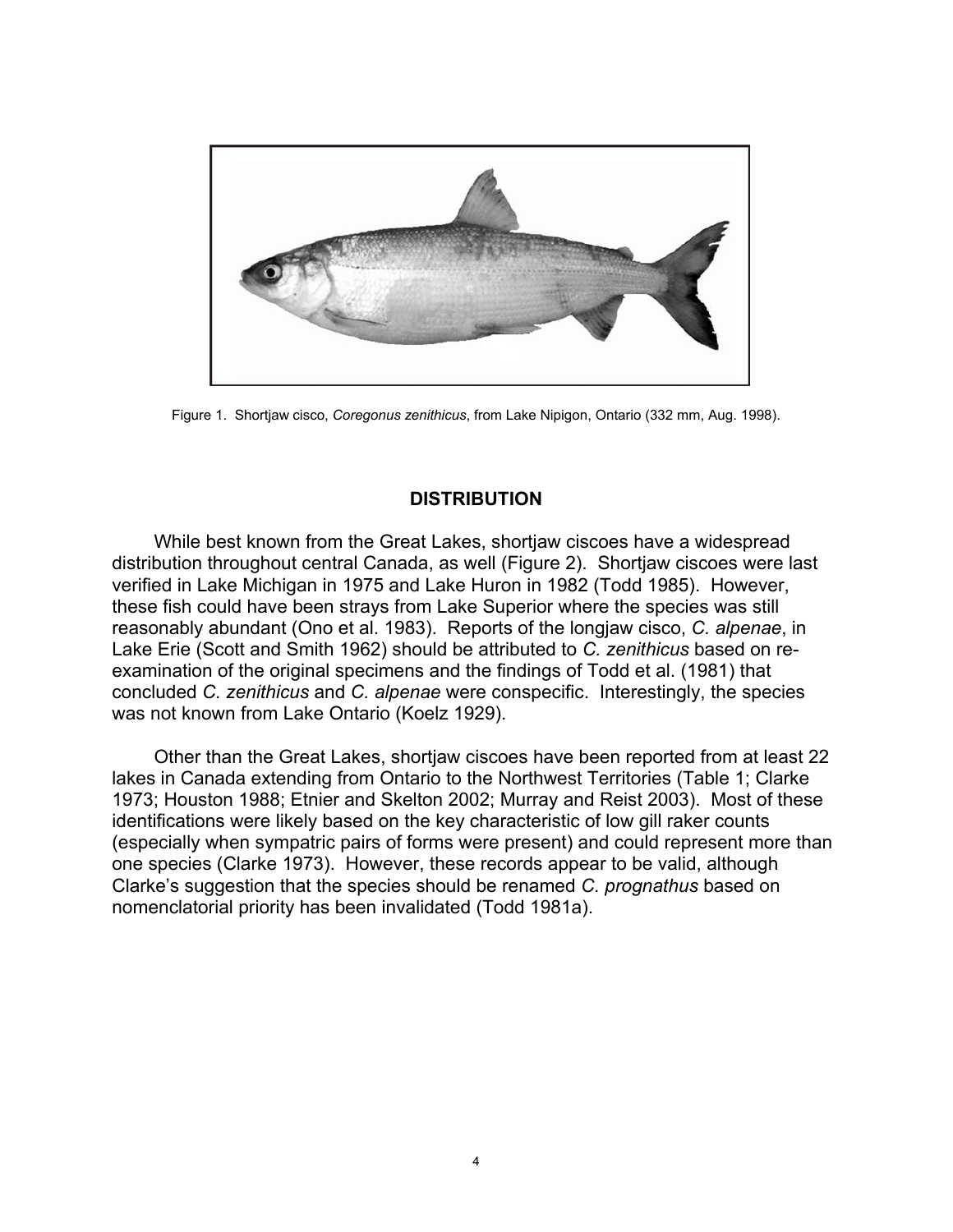Figure 1. Shortjaw cisco, *Coregonus zenithicus*, from Lake Nipigon, Ontario (332 mm, Aug. 1998).

## DISTRIBUTION

While best known from the Great Lakes, shortjaw ciscoes have a widespread distribution throughout central Canada, as well (Figure 2). Shortjaw ciscoes were last verified in Lake Michigan in 1975 and Lake Huron in 1982 (Todd 1985). However, these fish could have been strays from Lake Superior where the species was still reasonably abundant (Ono et al. 1983). Reports of the longjaw cisco, *C. alpenae*, in Lake Erie (Scott and Smith 1962) should be attributed to *C. zenithicus* based on re-examination of the original specimens and the findings of Todd et al. (1981) that concluded *C. zenithicus* and *C. alpenae* were conspecific. Interestingly, the species was not known from Lake Ontario (Koelz 1929).

Other than the Great Lakes, shortjaw ciscoes have been reported from at least 22 lakes in Canada extending from Ontario to the Northwest Territories (Table 1; Clarke 1973; Houston 1988; Etnier and Skelton 2002; Murray and Reist 2003). Most of these identifications were likely based on the key characteristic of low gill raker counts (especially when sympatric pairs of forms were present) and could represent more than one species (Clarke 1973). However, these records appear to be valid, although Clarke's suggestion that the species should be renamed *C. prognathus* based on nomenclatorial priority has been invalidated (Todd 1981a).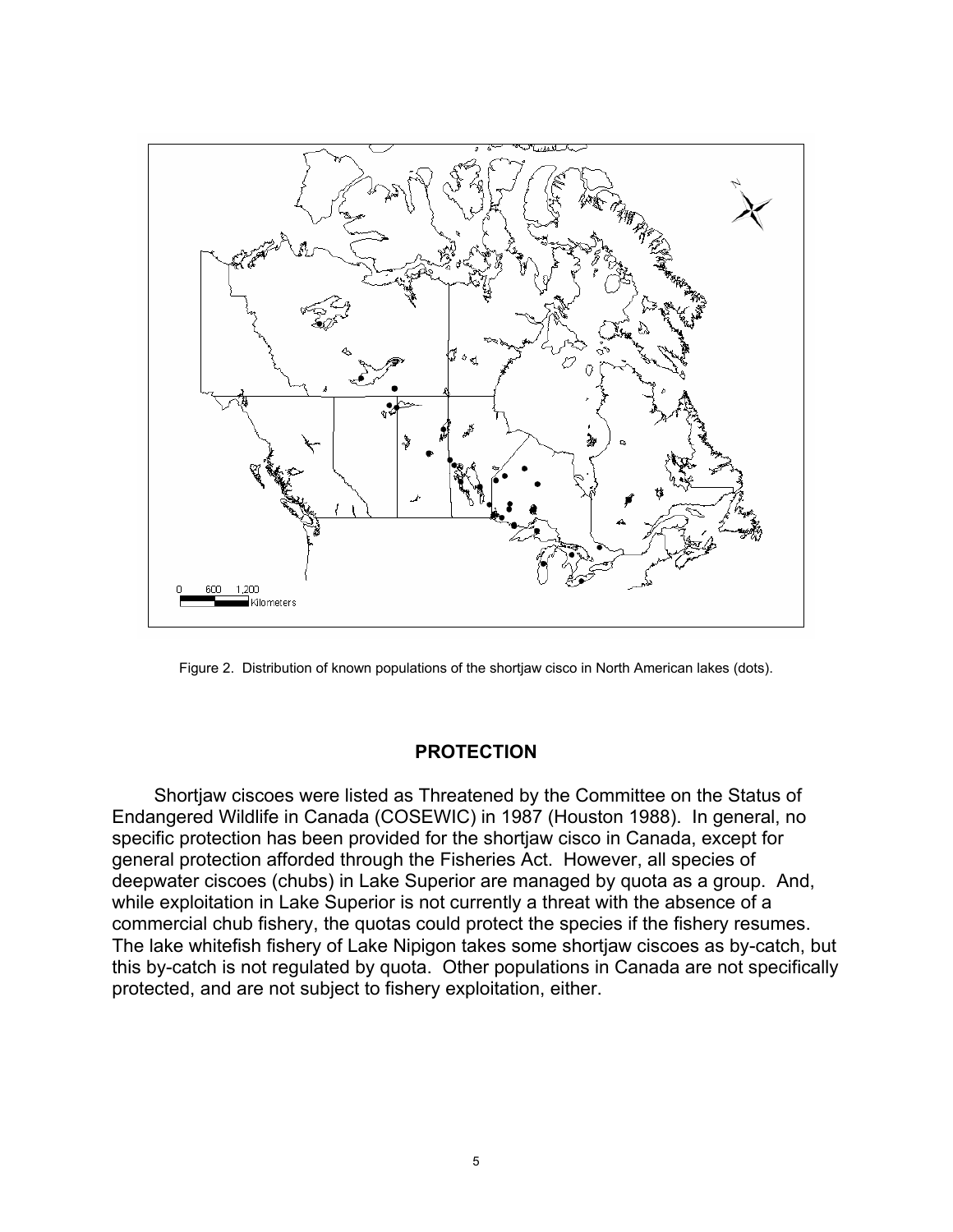Figure 2. Distribution of known populations of the shortjaw cisco in North American lakes (dots).

## PROTECTION

Shortjaw ciscoes were listed as Threatened by the Committee on the Status of Endangered Wildlife in Canada (COSEWIC) in 1987 (Houston 1988). In general, no specific protection has been provided for the shortjaw cisco in Canada, except for general protection afforded through the Fisheries Act. However, all species of deepwater ciscoes (chubs) in Lake Superior are managed by quota as a group. And, while exploitation in Lake Superior is not currently a threat with the absence of a commercial chub fishery, the quotas could protect the species if the fishery resumes. The lake whitefish fishery of Lake Nipigon takes some shortjaw ciscoes as by-catch, but this by-catch is not regulated by quota. Other populations in Canada are not specifically protected, and are not subject to fishery exploitation, either.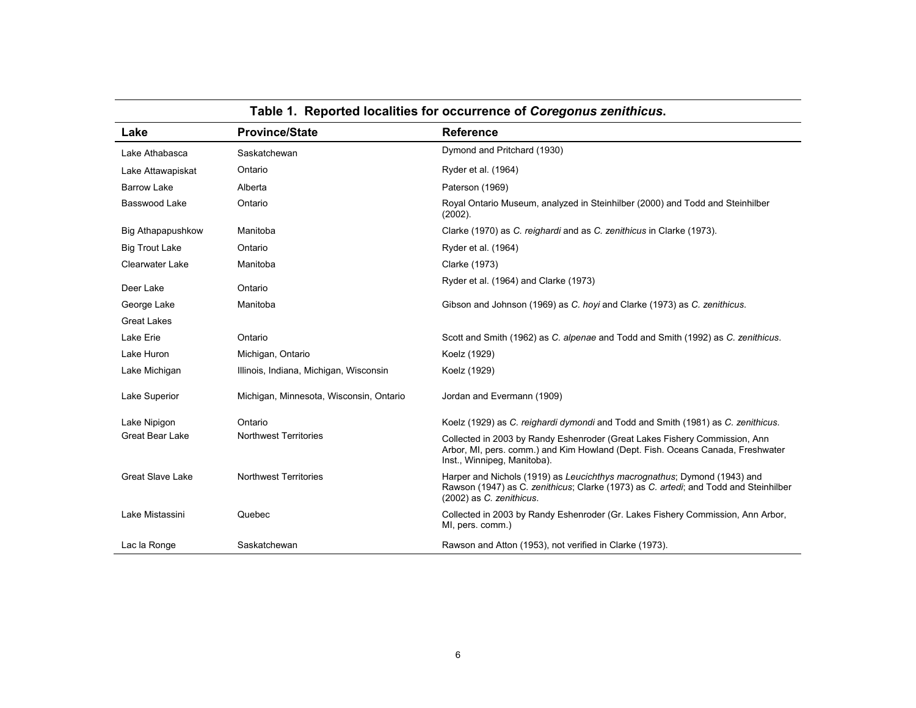**Table 1. Reported localities for occurrence of *Coregonus zenithicus*.**

| Lake | Province/State | Reference |
|---|---|---|
| Lake Athabasca | Saskatchewan | Dymond and Pritchard (1930) |
| Lake Attawapiskat | Ontario | Ryder et al. (1964) |
| Barrow Lake | Alberta | Paterson (1969) |
| Basswood Lake | Ontario | Royal Ontario Museum, analyzed in Steinhilber (2000) and Todd and Steinhilber (2002). |
| Big Athapapushkow | Manitoba | Clarke (1970) as *C. reighardi* and as *C. zenithicus* in Clarke (1973). |
| Big Trout Lake | Ontario | Ryder et al. (1964) |
| Clearwater Lake | Manitoba | Clarke (1973) |
| Deer Lake | Ontario | Ryder et al. (1964) and Clarke (1973) |
| George Lake | Manitoba | Gibson and Johnson (1969) as *C. hoyi* and Clarke (1973) as *C. zenithicus*. |
| Great Lakes | | |
| Lake Erie | Ontario | Scott and Smith (1962) as *C. alpenae* and Todd and Smith (1992) as *C. zenithicus*. |
| Lake Huron | Michigan, Ontario | Koelz (1929) |
| Lake Michigan | Illinois, Indiana, Michigan, Wisconsin | Koelz (1929) |
| Lake Superior | Michigan, Minnesota, Wisconsin, Ontario | Jordan and Evermann (1909) |
| Lake Nipigon | Ontario | Koelz (1929) as *C. reighardi dymondi* and Todd and Smith (1981) as *C. zenithicus*. |
| Great Bear Lake | Northwest Territories | Collected in 2003 by Randy Eshenroder (Great Lakes Fishery Commission, Ann Arbor, MI, pers. comm.) and Kim Howland (Dept. Fish. Oceans Canada, Freshwater Inst., Winnipeg, Manitoba). |
| Great Slave Lake | Northwest Territories | Harper and Nichols (1919) as *Leucichthys macrognathus*; Dymond (1943) and Rawson (1947) as *C. zenithicus*; Clarke (1973) as *C. artedi*; and Todd and Steinhilber (2002) as *C. zenithicus*. |
| Lake Mistassini | Quebec | Collected in 2003 by Randy Eshenroder (Gr. Lakes Fishery Commission, Ann Arbor, MI, pers. comm.) |
| Lac la Ronge | Saskatchewan | Rawson and Atton (1953), not verified in Clarke (1973). |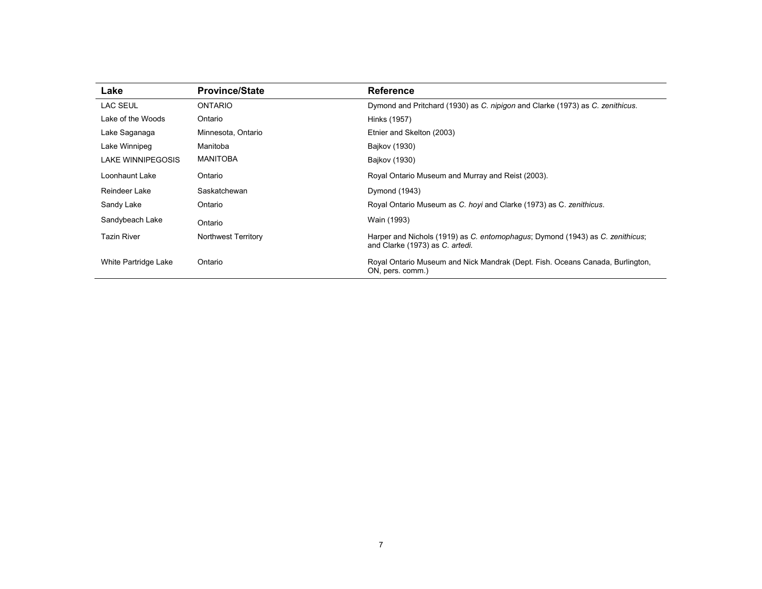| Lake | Province/State | Reference |
|---|---|---|
| LAC SEUL | ONTARIO | Dymond and Pritchard (1930) as *C. nipigon* and Clarke (1973) as *C. zenithicus*. |
| Lake of the Woods | Ontario | Hinks (1957) |
| Lake Saganaga | Minnesota, Ontario | Etnier and Skelton (2003) |
| Lake Winnipeg | Manitoba | Bajkov (1930) |
| LAKE WINNIPEGOSIS | MANITOBA | Bajkov (1930) |
| Loonhaunt Lake | Ontario | Royal Ontario Museum and Murray and Reist (2003). |
| Reindeer Lake | Saskatchewan | Dymond (1943) |
| Sandy Lake | Ontario | Royal Ontario Museum as *C. hoyi* and Clarke (1973) as C. *zenithicus*. |
| Sandybeach Lake | Ontario | Wain (1993) |
| Tazin River | Northwest Territory | Harper and Nichols (1919) as *C. entomophagus*; Dymond (1943) as *C. zenithicus*; and Clarke (1973) as *C. artedi*. |
| White Partridge Lake | Ontario | Royal Ontario Museum and Nick Mandrak (Dept. Fish. Oceans Canada, Burlington, ON, pers. comm.) |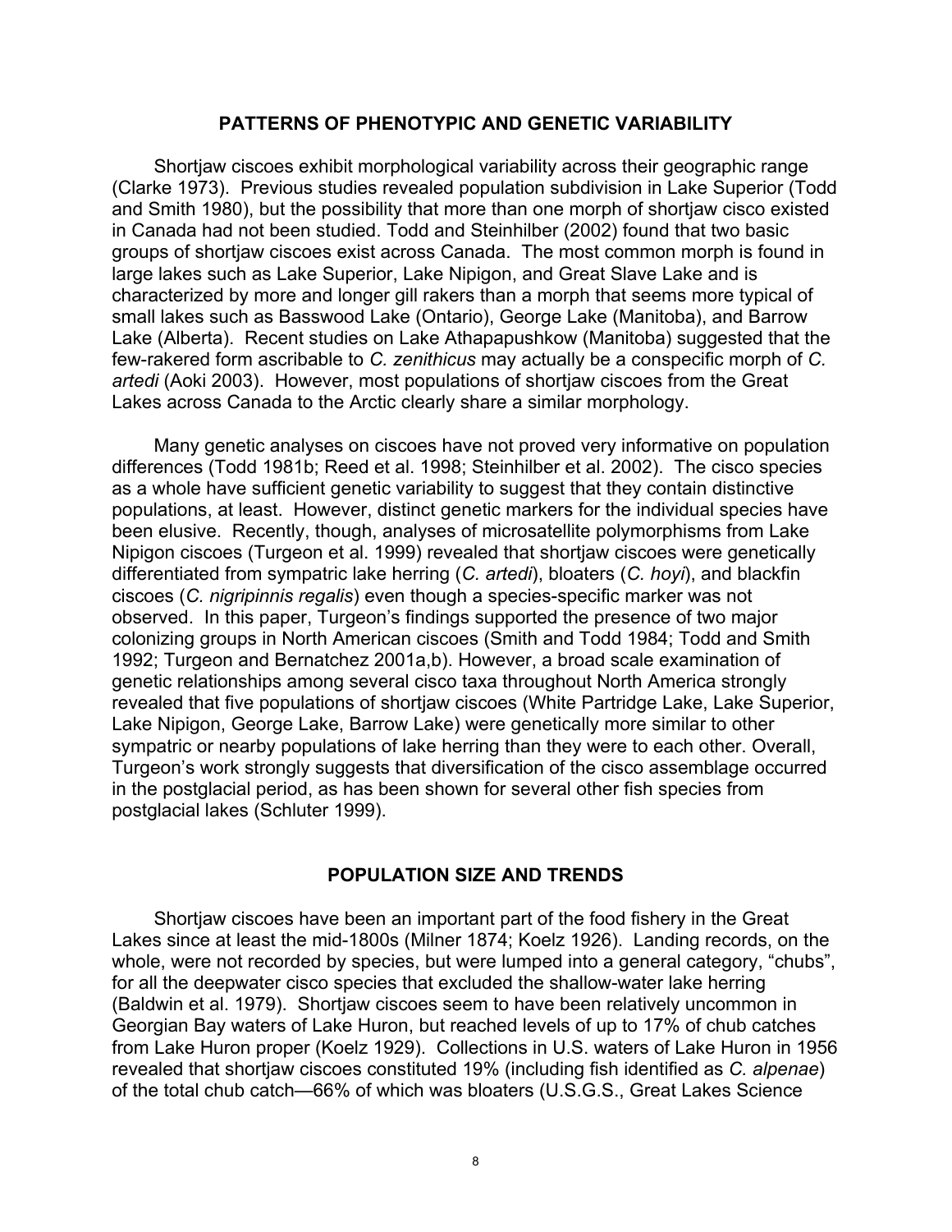## PATTERNS OF PHENOTYPIC AND GENETIC VARIABILITY

Shortjaw ciscoes exhibit morphological variability across their geographic range (Clarke 1973). Previous studies revealed population subdivision in Lake Superior (Todd and Smith 1980), but the possibility that more than one morph of shortjaw cisco existed in Canada had not been studied. Todd and Steinhilber (2002) found that two basic groups of shortjaw ciscoes exist across Canada. The most common morph is found in large lakes such as Lake Superior, Lake Nipigon, and Great Slave Lake and is characterized by more and longer gill rakers than a morph that seems more typical of small lakes such as Basswood Lake (Ontario), George Lake (Manitoba), and Barrow Lake (Alberta). Recent studies on Lake Athapapushkow (Manitoba) suggested that the few-rakered form ascribable to *C. zenithicus* may actually be a conspecific morph of *C. artedi* (Aoki 2003). However, most populations of shortjaw ciscoes from the Great Lakes across Canada to the Arctic clearly share a similar morphology.

Many genetic analyses on ciscoes have not proved very informative on population differences (Todd 1981b; Reed et al. 1998; Steinhilber et al. 2002). The cisco species as a whole have sufficient genetic variability to suggest that they contain distinctive populations, at least. However, distinct genetic markers for the individual species have been elusive. Recently, though, analyses of microsatellite polymorphisms from Lake Nipigon ciscoes (Turgeon et al. 1999) revealed that shortjaw ciscoes were genetically differentiated from sympatric lake herring (*C. artedi*), bloaters (*C. hoyi*), and blackfin ciscoes (*C. nigripinnis regalis*) even though a species-specific marker was not observed. In this paper, Turgeon's findings supported the presence of two major colonizing groups in North American ciscoes (Smith and Todd 1984; Todd and Smith 1992; Turgeon and Bernatchez 2001a,b). However, a broad scale examination of genetic relationships among several cisco taxa throughout North America strongly revealed that five populations of shortjaw ciscoes (White Partridge Lake, Lake Superior, Lake Nipigon, George Lake, Barrow Lake) were genetically more similar to other sympatric or nearby populations of lake herring than they were to each other. Overall, Turgeon's work strongly suggests that diversification of the cisco assemblage occurred in the postglacial period, as has been shown for several other fish species from postglacial lakes (Schluter 1999).

## POPULATION SIZE AND TRENDS

Shortjaw ciscoes have been an important part of the food fishery in the Great Lakes since at least the mid-1800s (Milner 1874; Koelz 1926). Landing records, on the whole, were not recorded by species, but were lumped into a general category, "chubs", for all the deepwater cisco species that excluded the shallow-water lake herring (Baldwin et al. 1979). Shortjaw ciscoes seem to have been relatively uncommon in Georgian Bay waters of Lake Huron, but reached levels of up to 17% of chub catches from Lake Huron proper (Koelz 1929). Collections in U.S. waters of Lake Huron in 1956 revealed that shortjaw ciscoes constituted 19% (including fish identified as *C. alpenae*) of the total chub catch—66% of which was bloaters (U.S.G.S., Great Lakes Science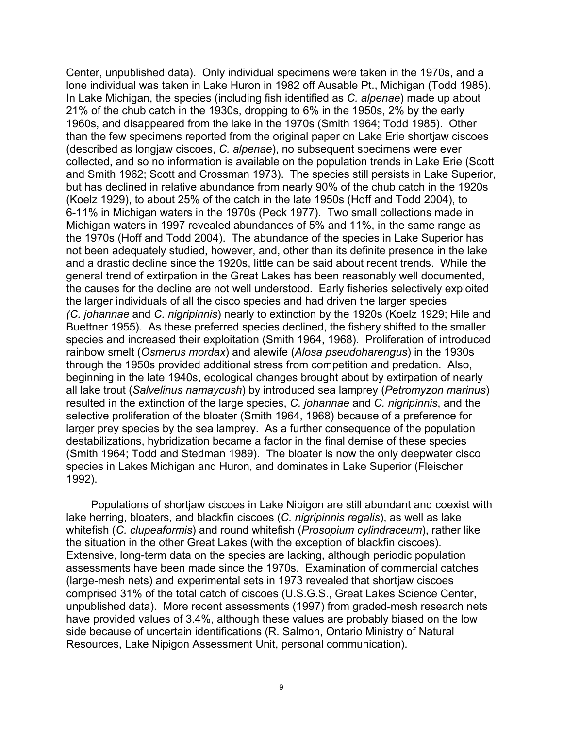Center, unpublished data). Only individual specimens were taken in the 1970s, and a lone individual was taken in Lake Huron in 1982 off Ausable Pt., Michigan (Todd 1985). In Lake Michigan, the species (including fish identified as *C. alpenae*) made up about 21% of the chub catch in the 1930s, dropping to 6% in the 1950s, 2% by the early 1960s, and disappeared from the lake in the 1970s (Smith 1964; Todd 1985). Other than the few specimens reported from the original paper on Lake Erie shortjaw ciscoes (described as longjaw ciscoes, *C. alpenae*), no subsequent specimens were ever collected, and so no information is available on the population trends in Lake Erie (Scott and Smith 1962; Scott and Crossman 1973). The species still persists in Lake Superior, but has declined in relative abundance from nearly 90% of the chub catch in the 1920s (Koelz 1929), to about 25% of the catch in the late 1950s (Hoff and Todd 2004), to 6-11% in Michigan waters in the 1970s (Peck 1977). Two small collections made in Michigan waters in 1997 revealed abundances of 5% and 11%, in the same range as the 1970s (Hoff and Todd 2004). The abundance of the species in Lake Superior has not been adequately studied, however, and, other than its definite presence in the lake and a drastic decline since the 1920s, little can be said about recent trends. While the general trend of extirpation in the Great Lakes has been reasonably well documented, the causes for the decline are not well understood. Early fisheries selectively exploited the larger individuals of all the cisco species and had driven the larger species (*C. johannae* and *C. nigripinnis*) nearly to extinction by the 1920s (Koelz 1929; Hile and Buettner 1955). As these preferred species declined, the fishery shifted to the smaller species and increased their exploitation (Smith 1964, 1968). Proliferation of introduced rainbow smelt (*Osmerus mordax*) and alewife (*Alosa pseudoharengus*) in the 1930s through the 1950s provided additional stress from competition and predation. Also, beginning in the late 1940s, ecological changes brought about by extirpation of nearly all lake trout (*Salvelinus namaycush*) by introduced sea lamprey (*Petromyzon marinus*) resulted in the extinction of the large species, *C. johannae* and *C. nigripinnis*, and the selective proliferation of the bloater (Smith 1964, 1968) because of a preference for larger prey species by the sea lamprey. As a further consequence of the population destabilizations, hybridization became a factor in the final demise of these species (Smith 1964; Todd and Stedman 1989). The bloater is now the only deepwater cisco species in Lakes Michigan and Huron, and dominates in Lake Superior (Fleischer 1992).

Populations of shortjaw ciscoes in Lake Nipigon are still abundant and coexist with lake herring, bloaters, and blackfin ciscoes (*C. nigripinnis regalis*), as well as lake whitefish (*C. clupeaformis*) and round whitefish (*Prosopium cylindraceum*), rather like the situation in the other Great Lakes (with the exception of blackfin ciscoes). Extensive, long-term data on the species are lacking, although periodic population assessments have been made since the 1970s. Examination of commercial catches (large-mesh nets) and experimental sets in 1973 revealed that shortjaw ciscoes comprised 31% of the total catch of ciscoes (U.S.G.S., Great Lakes Science Center, unpublished data). More recent assessments (1997) from graded-mesh research nets have provided values of 3.4%, although these values are probably biased on the low side because of uncertain identifications (R. Salmon, Ontario Ministry of Natural Resources, Lake Nipigon Assessment Unit, personal communication).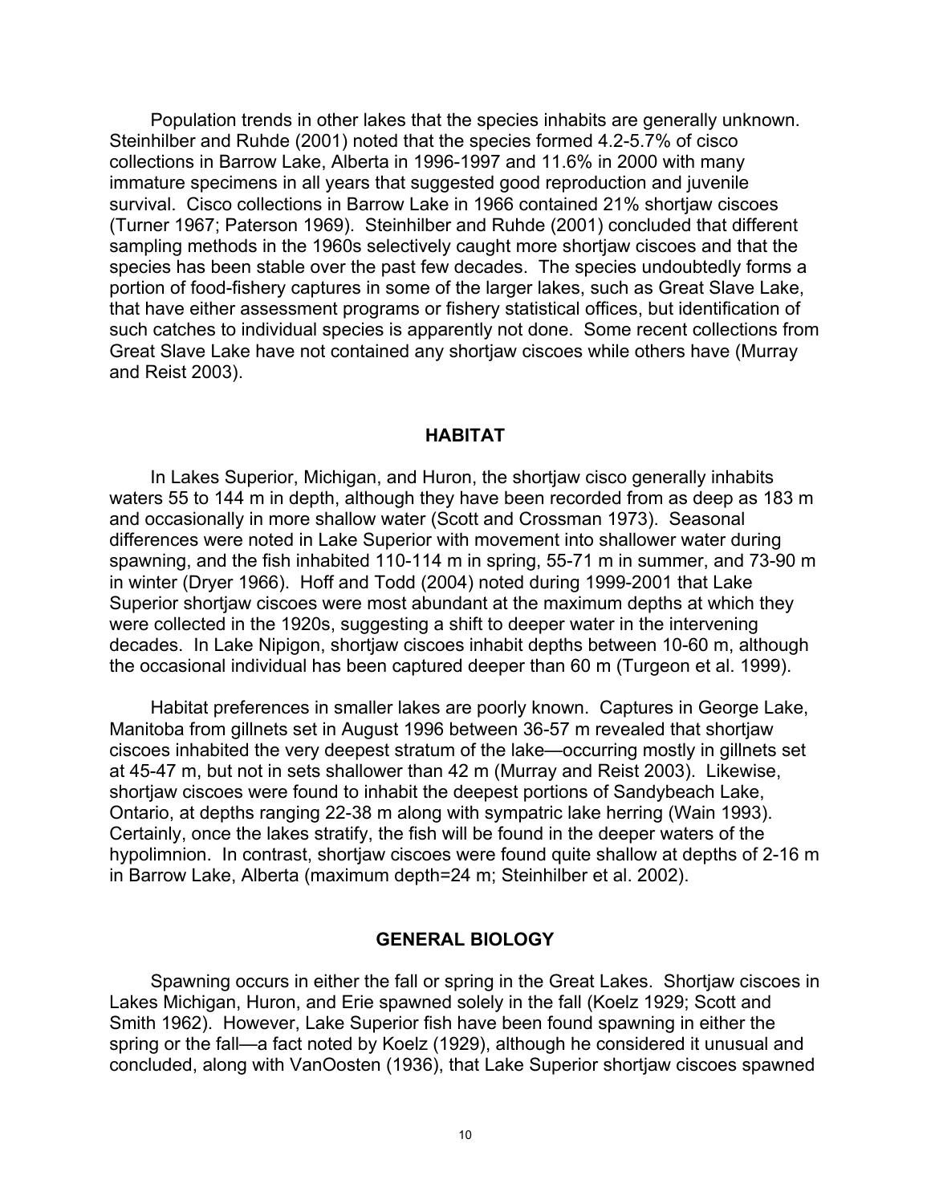Population trends in other lakes that the species inhabits are generally unknown. Steinhilber and Ruhde (2001) noted that the species formed 4.2-5.7% of cisco collections in Barrow Lake, Alberta in 1996-1997 and 11.6% in 2000 with many immature specimens in all years that suggested good reproduction and juvenile survival. Cisco collections in Barrow Lake in 1966 contained 21% shortjaw ciscoes (Turner 1967; Paterson 1969). Steinhilber and Ruhde (2001) concluded that different sampling methods in the 1960s selectively caught more shortjaw ciscoes and that the species has been stable over the past few decades. The species undoubtedly forms a portion of food-fishery captures in some of the larger lakes, such as Great Slave Lake, that have either assessment programs or fishery statistical offices, but identification of such catches to individual species is apparently not done. Some recent collections from Great Slave Lake have not contained any shortjaw ciscoes while others have (Murray and Reist 2003).

## HABITAT

In Lakes Superior, Michigan, and Huron, the shortjaw cisco generally inhabits waters 55 to 144 m in depth, although they have been recorded from as deep as 183 m and occasionally in more shallow water (Scott and Crossman 1973). Seasonal differences were noted in Lake Superior with movement into shallower water during spawning, and the fish inhabited 110-114 m in spring, 55-71 m in summer, and 73-90 m in winter (Dryer 1966). Hoff and Todd (2004) noted during 1999-2001 that Lake Superior shortjaw ciscoes were most abundant at the maximum depths at which they were collected in the 1920s, suggesting a shift to deeper water in the intervening decades. In Lake Nipigon, shortjaw ciscoes inhabit depths between 10-60 m, although the occasional individual has been captured deeper than 60 m (Turgeon et al. 1999).

Habitat preferences in smaller lakes are poorly known. Captures in George Lake, Manitoba from gillnets set in August 1996 between 36-57 m revealed that shortjaw ciscoes inhabited the very deepest stratum of the lake—occurring mostly in gillnets set at 45-47 m, but not in sets shallower than 42 m (Murray and Reist 2003). Likewise, shortjaw ciscoes were found to inhabit the deepest portions of Sandybeach Lake, Ontario, at depths ranging 22-38 m along with sympatric lake herring (Wain 1993). Certainly, once the lakes stratify, the fish will be found in the deeper waters of the hypolimnion. In contrast, shortjaw ciscoes were found quite shallow at depths of 2-16 m in Barrow Lake, Alberta (maximum depth=24 m; Steinhilber et al. 2002).

## GENERAL BIOLOGY

Spawning occurs in either the fall or spring in the Great Lakes. Shortjaw ciscoes in Lakes Michigan, Huron, and Erie spawned solely in the fall (Koelz 1929; Scott and Smith 1962). However, Lake Superior fish have been found spawning in either the spring or the fall—a fact noted by Koelz (1929), although he considered it unusual and concluded, along with VanOosten (1936), that Lake Superior shortjaw ciscoes spawned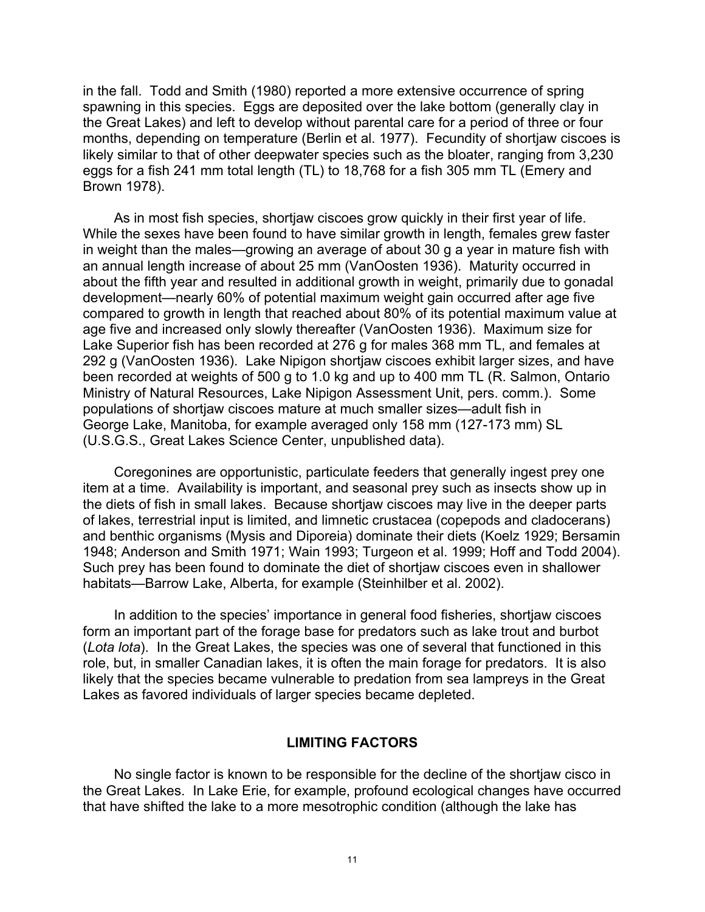in the fall. Todd and Smith (1980) reported a more extensive occurrence of spring spawning in this species. Eggs are deposited over the lake bottom (generally clay in the Great Lakes) and left to develop without parental care for a period of three or four months, depending on temperature (Berlin et al. 1977). Fecundity of shortjaw ciscoes is likely similar to that of other deepwater species such as the bloater, ranging from 3,230 eggs for a fish 241 mm total length (TL) to 18,768 for a fish 305 mm TL (Emery and Brown 1978).

As in most fish species, shortjaw ciscoes grow quickly in their first year of life. While the sexes have been found to have similar growth in length, females grew faster in weight than the males—growing an average of about 30 g a year in mature fish with an annual length increase of about 25 mm (VanOosten 1936). Maturity occurred in about the fifth year and resulted in additional growth in weight, primarily due to gonadal development—nearly 60% of potential maximum weight gain occurred after age five compared to growth in length that reached about 80% of its potential maximum value at age five and increased only slowly thereafter (VanOosten 1936). Maximum size for Lake Superior fish has been recorded at 276 g for males 368 mm TL, and females at 292 g (VanOosten 1936). Lake Nipigon shortjaw ciscoes exhibit larger sizes, and have been recorded at weights of 500 g to 1.0 kg and up to 400 mm TL (R. Salmon, Ontario Ministry of Natural Resources, Lake Nipigon Assessment Unit, pers. comm.). Some populations of shortjaw ciscoes mature at much smaller sizes—adult fish in George Lake, Manitoba, for example averaged only 158 mm (127-173 mm) SL (U.S.G.S., Great Lakes Science Center, unpublished data).

Coregonines are opportunistic, particulate feeders that generally ingest prey one item at a time. Availability is important, and seasonal prey such as insects show up in the diets of fish in small lakes. Because shortjaw ciscoes may live in the deeper parts of lakes, terrestrial input is limited, and limnetic crustacea (copepods and cladocerans) and benthic organisms (Mysis and Diporeia) dominate their diets (Koelz 1929; Bersamin 1948; Anderson and Smith 1971; Wain 1993; Turgeon et al. 1999; Hoff and Todd 2004). Such prey has been found to dominate the diet of shortjaw ciscoes even in shallower habitats—Barrow Lake, Alberta, for example (Steinhilber et al. 2002).

In addition to the species' importance in general food fisheries, shortjaw ciscoes form an important part of the forage base for predators such as lake trout and burbot (*Lota lota*). In the Great Lakes, the species was one of several that functioned in this role, but, in smaller Canadian lakes, it is often the main forage for predators. It is also likely that the species became vulnerable to predation from sea lampreys in the Great Lakes as favored individuals of larger species became depleted.

## LIMITING FACTORS

No single factor is known to be responsible for the decline of the shortjaw cisco in the Great Lakes. In Lake Erie, for example, profound ecological changes have occurred that have shifted the lake to a more mesotrophic condition (although the lake has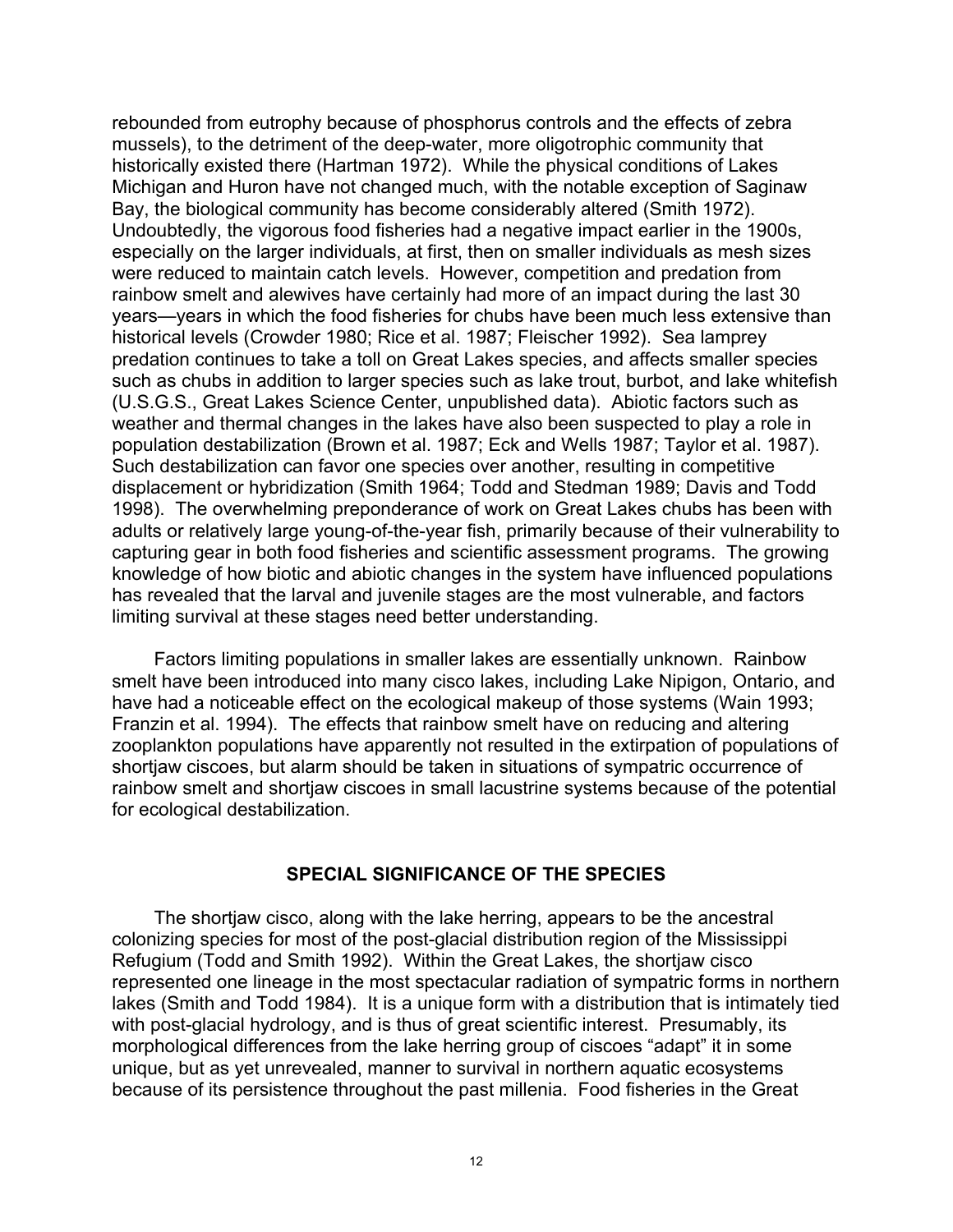rebounded from eutrophy because of phosphorus controls and the effects of zebra mussels), to the detriment of the deep-water, more oligotrophic community that historically existed there (Hartman 1972). While the physical conditions of Lakes Michigan and Huron have not changed much, with the notable exception of Saginaw Bay, the biological community has become considerably altered (Smith 1972). Undoubtedly, the vigorous food fisheries had a negative impact earlier in the 1900s, especially on the larger individuals, at first, then on smaller individuals as mesh sizes were reduced to maintain catch levels. However, competition and predation from rainbow smelt and alewives have certainly had more of an impact during the last 30 years—years in which the food fisheries for chubs have been much less extensive than historical levels (Crowder 1980; Rice et al. 1987; Fleischer 1992). Sea lamprey predation continues to take a toll on Great Lakes species, and affects smaller species such as chubs in addition to larger species such as lake trout, burbot, and lake whitefish (U.S.G.S., Great Lakes Science Center, unpublished data). Abiotic factors such as weather and thermal changes in the lakes have also been suspected to play a role in population destabilization (Brown et al. 1987; Eck and Wells 1987; Taylor et al. 1987). Such destabilization can favor one species over another, resulting in competitive displacement or hybridization (Smith 1964; Todd and Stedman 1989; Davis and Todd 1998). The overwhelming preponderance of work on Great Lakes chubs has been with adults or relatively large young-of-the-year fish, primarily because of their vulnerability to capturing gear in both food fisheries and scientific assessment programs. The growing knowledge of how biotic and abiotic changes in the system have influenced populations has revealed that the larval and juvenile stages are the most vulnerable, and factors limiting survival at these stages need better understanding.

Factors limiting populations in smaller lakes are essentially unknown. Rainbow smelt have been introduced into many cisco lakes, including Lake Nipigon, Ontario, and have had a noticeable effect on the ecological makeup of those systems (Wain 1993; Franzin et al. 1994). The effects that rainbow smelt have on reducing and altering zooplankton populations have apparently not resulted in the extirpation of populations of shortjaw ciscoes, but alarm should be taken in situations of sympatric occurrence of rainbow smelt and shortjaw ciscoes in small lacustrine systems because of the potential for ecological destabilization.

## SPECIAL SIGNIFICANCE OF THE SPECIES

The shortjaw cisco, along with the lake herring, appears to be the ancestral colonizing species for most of the post-glacial distribution region of the Mississippi Refugium (Todd and Smith 1992). Within the Great Lakes, the shortjaw cisco represented one lineage in the most spectacular radiation of sympatric forms in northern lakes (Smith and Todd 1984). It is a unique form with a distribution that is intimately tied with post-glacial hydrology, and is thus of great scientific interest. Presumably, its morphological differences from the lake herring group of ciscoes "adapt" it in some unique, but as yet unrevealed, manner to survival in northern aquatic ecosystems because of its persistence throughout the past millenia. Food fisheries in the Great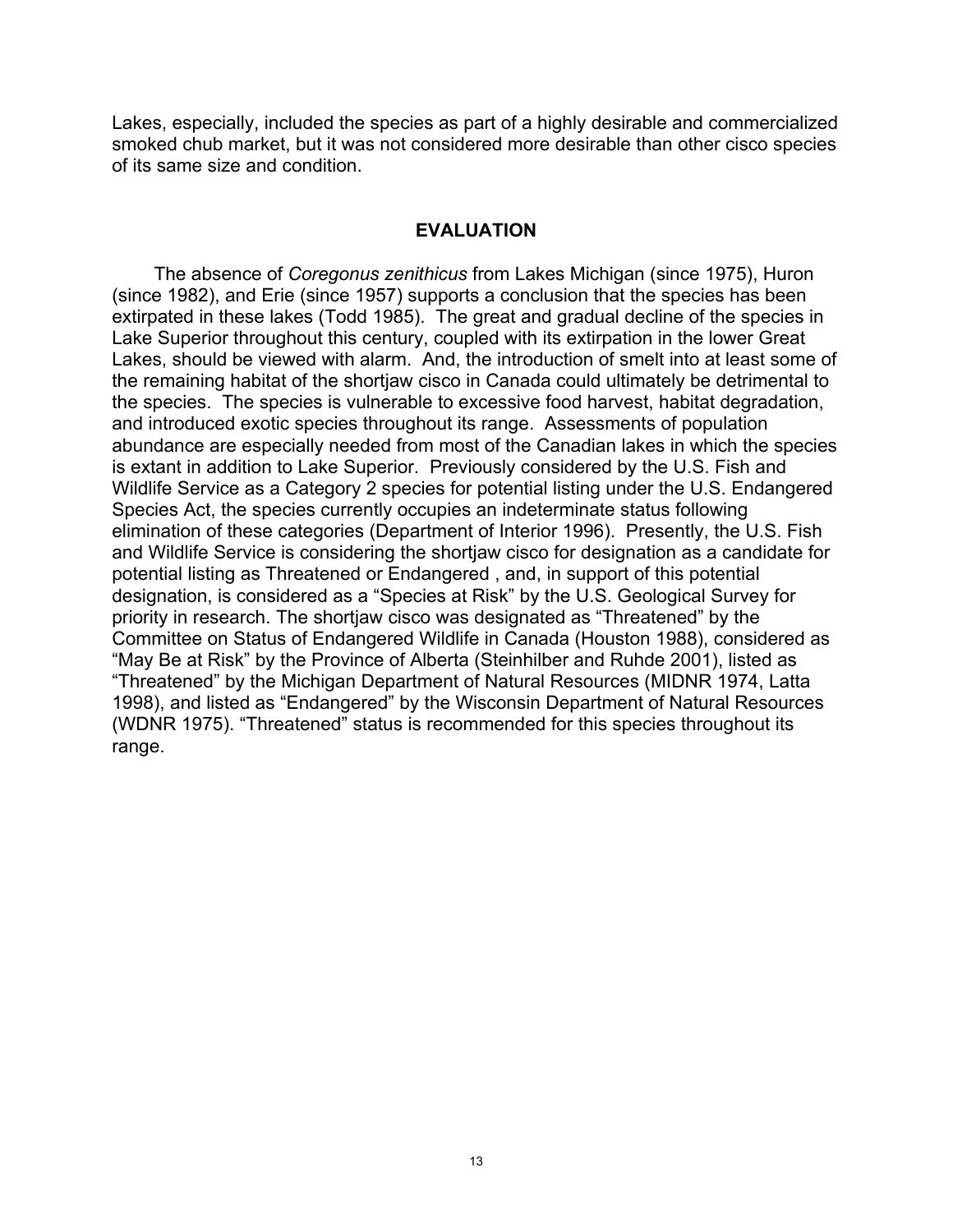Lakes, especially, included the species as part of a highly desirable and commercialized smoked chub market, but it was not considered more desirable than other cisco species of its same size and condition.

## EVALUATION

The absence of *Coregonus zenithicus* from Lakes Michigan (since 1975), Huron (since 1982), and Erie (since 1957) supports a conclusion that the species has been extirpated in these lakes (Todd 1985). The great and gradual decline of the species in Lake Superior throughout this century, coupled with its extirpation in the lower Great Lakes, should be viewed with alarm. And, the introduction of smelt into at least some of the remaining habitat of the shortjaw cisco in Canada could ultimately be detrimental to the species. The species is vulnerable to excessive food harvest, habitat degradation, and introduced exotic species throughout its range. Assessments of population abundance are especially needed from most of the Canadian lakes in which the species is extant in addition to Lake Superior. Previously considered by the U.S. Fish and Wildlife Service as a Category 2 species for potential listing under the U.S. Endangered Species Act, the species currently occupies an indeterminate status following elimination of these categories (Department of Interior 1996). Presently, the U.S. Fish and Wildlife Service is considering the shortjaw cisco for designation as a candidate for potential listing as Threatened or Endangered , and, in support of this potential designation, is considered as a "Species at Risk" by the U.S. Geological Survey for priority in research. The shortjaw cisco was designated as "Threatened" by the Committee on Status of Endangered Wildlife in Canada (Houston 1988), considered as "May Be at Risk" by the Province of Alberta (Steinhilber and Ruhde 2001), listed as "Threatened" by the Michigan Department of Natural Resources (MIDNR 1974, Latta 1998), and listed as "Endangered" by the Wisconsin Department of Natural Resources (WDNR 1975). "Threatened" status is recommended for this species throughout its range.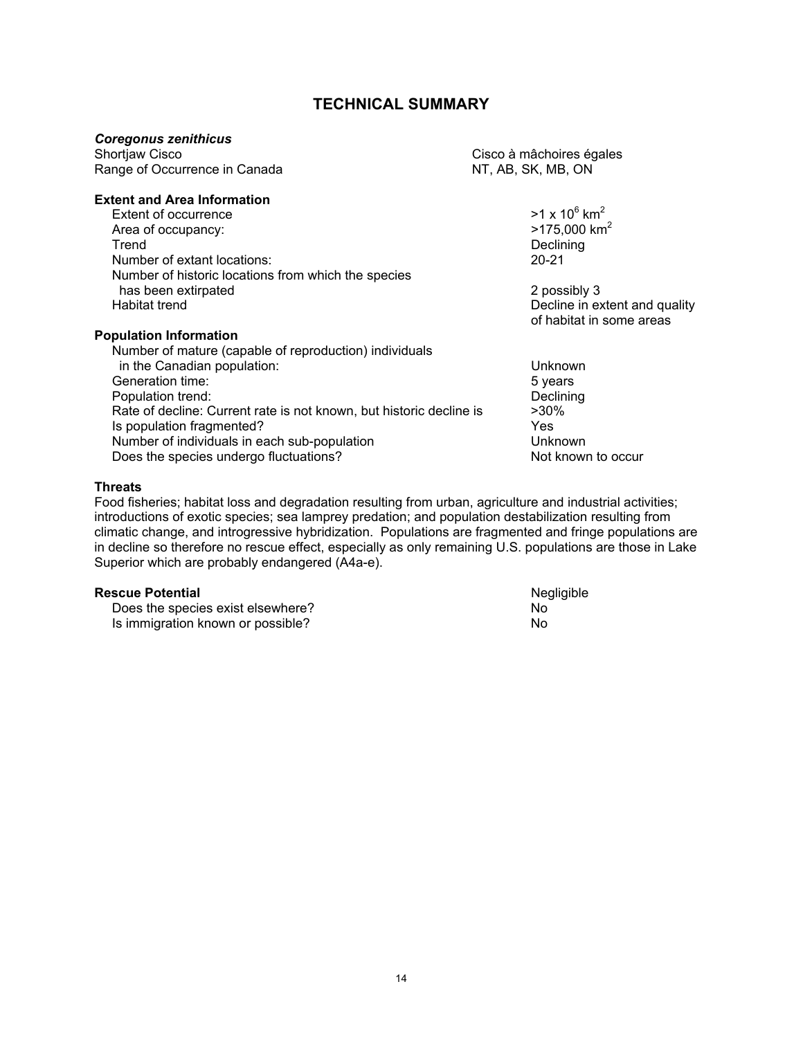## TECHNICAL SUMMARY

***Coregonus zenithicus***

| | |
|---|---|
| Shortjaw Cisco | Cisco à mâchoires égales |
| Range of Occurrence in Canada | NT, AB, SK, MB, ON |

**Extent and Area Information**

| | |
|---|---|
| Extent of occurrence | $>1 \times 10^6$ $km^2$ |
| Area of occupancy: | $>175,000$ $km^2$ |
| Trend | Declining |
| Number of extant locations: | 20-21 |
| Number of historic locations from which the species has been extirpated | 2 possibly 3 |
| Habitat trend | Decline in extent and quality of habitat in some areas |

**Population Information**

| | |
|---|---|
| Number of mature (capable of reproduction) individuals in the Canadian population: | Unknown |
| Generation time: | 5 years |
| Population trend: | Declining |
| Rate of decline: Current rate is not known, but historic decline is | >30% |
| Is population fragmented? | Yes |
| Number of individuals in each sub-population | Unknown |
| Does the species undergo fluctuations? | Not known to occur |

**Threats**

Food fisheries; habitat loss and degradation resulting from urban, agriculture and industrial activities; introductions of exotic species; sea lamprey predation; and population destabilization resulting from climatic change, and introgressive hybridization. Populations are fragmented and fringe populations are in decline so therefore no rescue effect, especially as only remaining U.S. populations are those in Lake Superior which are probably endangered (A4a-e).

| | |
|---|---|
| **Rescue Potential** | Negligible |
| Does the species exist elsewhere? | No |
| Is immigration known or possible? | No |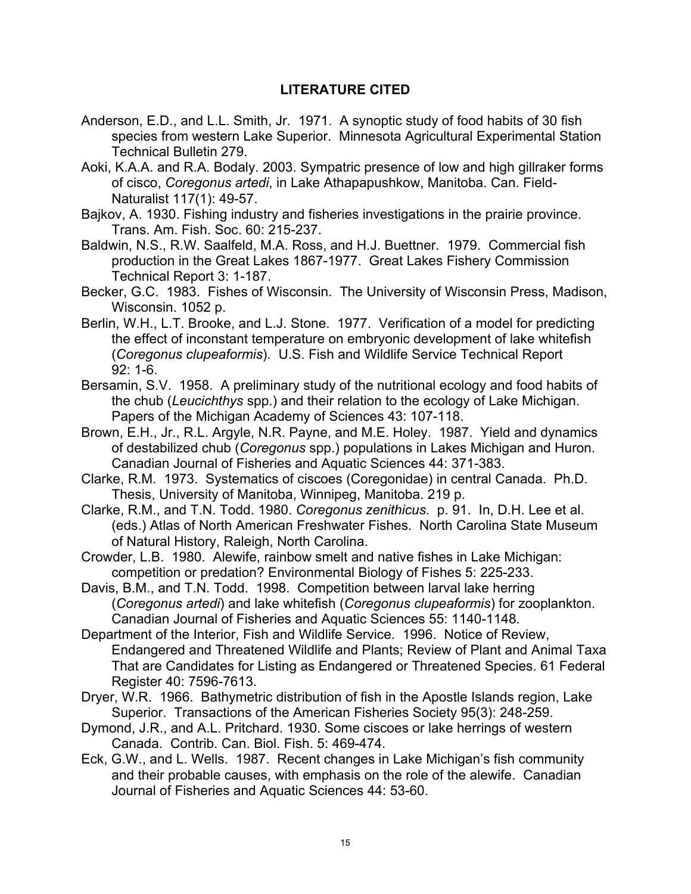## LITERATURE CITED

Anderson, E.D., and L.L. Smith, Jr. 1971. A synoptic study of food habits of 30 fish species from western Lake Superior. Minnesota Agricultural Experimental Station Technical Bulletin 279.

Aoki, K.A.A. and R.A. Bodaly. 2003. Sympatric presence of low and high gillraker forms of cisco, *Coregonus artedi*, in Lake Athapapushkow, Manitoba. Can. Field-Naturalist 117(1): 49-57.

Bajkov, A. 1930. Fishing industry and fisheries investigations in the prairie province. Trans. Am. Fish. Soc. 60: 215-237.

Baldwin, N.S., R.W. Saalfeld, M.A. Ross, and H.J. Buettner. 1979. Commercial fish production in the Great Lakes 1867-1977. Great Lakes Fishery Commission Technical Report 3: 1-187.

Becker, G.C. 1983. Fishes of Wisconsin. The University of Wisconsin Press, Madison, Wisconsin. 1052 p.

Berlin, W.H., L.T. Brooke, and L.J. Stone. 1977. Verification of a model for predicting the effect of inconstant temperature on embryonic development of lake whitefish (*Coregonus clupeaformis*). U.S. Fish and Wildlife Service Technical Report 92: 1-6.

Bersamin, S.V. 1958. A preliminary study of the nutritional ecology and food habits of the chub (*Leucichthys* spp.) and their relation to the ecology of Lake Michigan. Papers of the Michigan Academy of Sciences 43: 107-118.

Brown, E.H., Jr., R.L. Argyle, N.R. Payne, and M.E. Holey. 1987. Yield and dynamics of destabilized chub (*Coregonus* spp.) populations in Lakes Michigan and Huron. Canadian Journal of Fisheries and Aquatic Sciences 44: 371-383.

Clarke, R.M. 1973. Systematics of ciscoes (Coregonidae) in central Canada. Ph.D. Thesis, University of Manitoba, Winnipeg, Manitoba. 219 p.

Clarke, R.M., and T.N. Todd. 1980. *Coregonus zenithicus*. p. 91. In, D.H. Lee et al. (eds.) Atlas of North American Freshwater Fishes. North Carolina State Museum of Natural History, Raleigh, North Carolina.

Crowder, L.B. 1980. Alewife, rainbow smelt and native fishes in Lake Michigan: competition or predation? Environmental Biology of Fishes 5: 225-233.

Davis, B.M., and T.N. Todd. 1998. Competition between larval lake herring (*Coregonus artedi*) and lake whitefish (*Coregonus clupeaformis*) for zooplankton. Canadian Journal of Fisheries and Aquatic Sciences 55: 1140-1148.

Department of the Interior, Fish and Wildlife Service. 1996. Notice of Review, Endangered and Threatened Wildlife and Plants; Review of Plant and Animal Taxa That are Candidates for Listing as Endangered or Threatened Species. 61 Federal Register 40: 7596-7613.

Dryer, W.R. 1966. Bathymetric distribution of fish in the Apostle Islands region, Lake Superior. Transactions of the American Fisheries Society 95(3): 248-259.

Dymond, J.R., and A.L. Pritchard. 1930. Some ciscoes or lake herrings of western Canada. Contrib. Can. Biol. Fish. 5: 469-474.

Eck, G.W., and L. Wells. 1987. Recent changes in Lake Michigan's fish community and their probable causes, with emphasis on the role of the alewife. Canadian Journal of Fisheries and Aquatic Sciences 44: 53-60.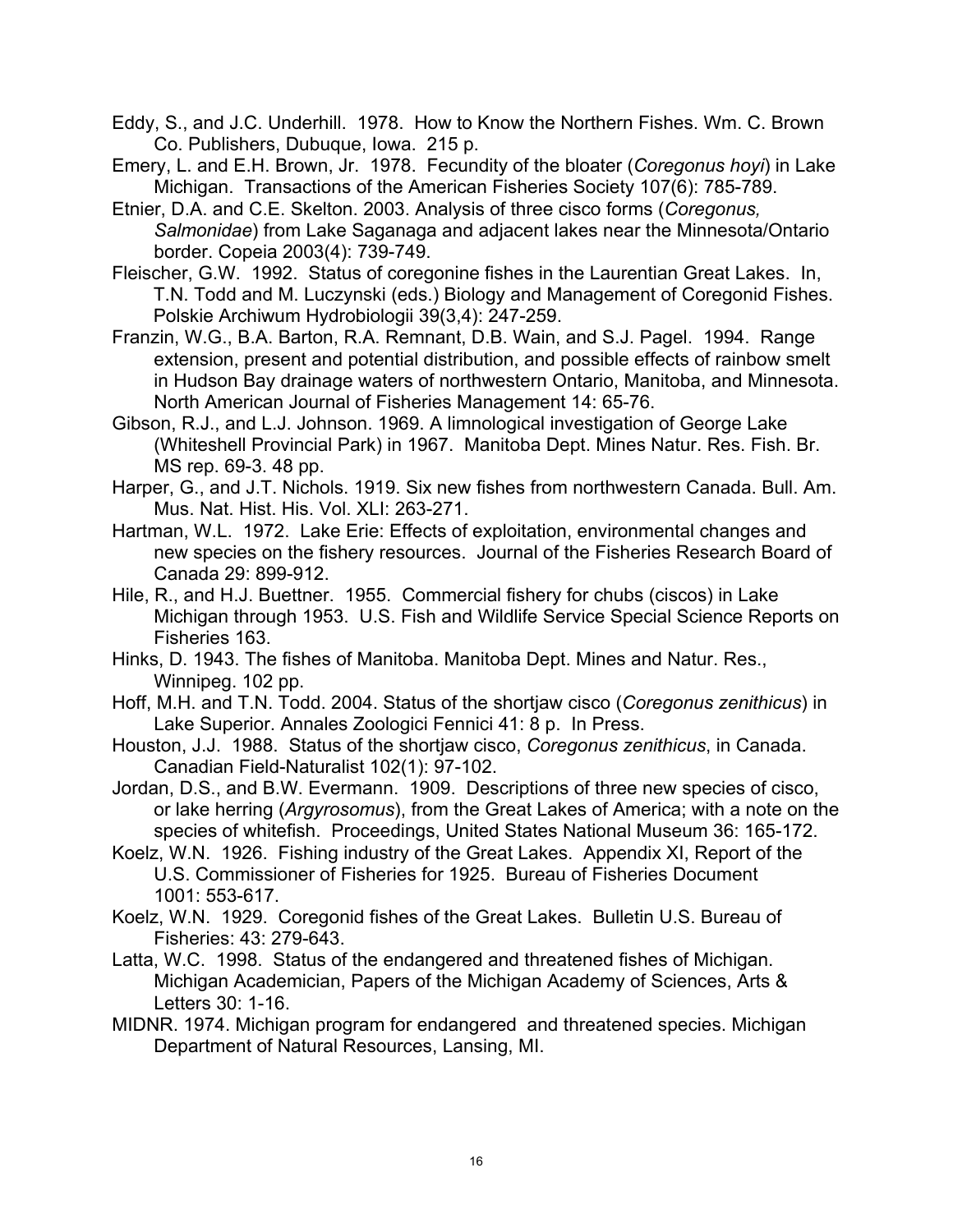Eddy, S., and J.C. Underhill. 1978. How to Know the Northern Fishes. Wm. C. Brown Co. Publishers, Dubuque, Iowa. 215 p.

Emery, L. and E.H. Brown, Jr. 1978. Fecundity of the bloater (*Coregonus hoyi*) in Lake Michigan. Transactions of the American Fisheries Society 107(6): 785-789.

Etnier, D.A. and C.E. Skelton. 2003. Analysis of three cisco forms (*Coregonus, Salmonidae*) from Lake Saganaga and adjacent lakes near the Minnesota/Ontario border. Copeia 2003(4): 739-749.

Fleischer, G.W. 1992. Status of coregonine fishes in the Laurentian Great Lakes. In, T.N. Todd and M. Luczynski (eds.) Biology and Management of Coregonid Fishes. Polskie Archiwum Hydrobiologii 39(3,4): 247-259.

Franzin, W.G., B.A. Barton, R.A. Remnant, D.B. Wain, and S.J. Pagel. 1994. Range extension, present and potential distribution, and possible effects of rainbow smelt in Hudson Bay drainage waters of northwestern Ontario, Manitoba, and Minnesota. North American Journal of Fisheries Management 14: 65-76.

Gibson, R.J., and L.J. Johnson. 1969. A limnological investigation of George Lake (Whiteshell Provincial Park) in 1967. Manitoba Dept. Mines Natur. Res. Fish. Br. MS rep. 69-3. 48 pp.

Harper, G., and J.T. Nichols. 1919. Six new fishes from northwestern Canada. Bull. Am. Mus. Nat. Hist. His. Vol. XLI: 263-271.

Hartman, W.L. 1972. Lake Erie: Effects of exploitation, environmental changes and new species on the fishery resources. Journal of the Fisheries Research Board of Canada 29: 899-912.

Hile, R., and H.J. Buettner. 1955. Commercial fishery for chubs (ciscos) in Lake Michigan through 1953. U.S. Fish and Wildlife Service Special Science Reports on Fisheries 163.

Hinks, D. 1943. The fishes of Manitoba. Manitoba Dept. Mines and Natur. Res., Winnipeg. 102 pp.

Hoff, M.H. and T.N. Todd. 2004. Status of the shortjaw cisco (*Coregonus zenithicus*) in Lake Superior. Annales Zoologici Fennici 41: 8 p. In Press.

Houston, J.J. 1988. Status of the shortjaw cisco, *Coregonus zenithicus*, in Canada. Canadian Field-Naturalist 102(1): 97-102.

Jordan, D.S., and B.W. Evermann. 1909. Descriptions of three new species of cisco, or lake herring (*Argyrosomus*), from the Great Lakes of America; with a note on the species of whitefish. Proceedings, United States National Museum 36: 165-172.

Koelz, W.N. 1926. Fishing industry of the Great Lakes. Appendix XI, Report of the U.S. Commissioner of Fisheries for 1925. Bureau of Fisheries Document 1001: 553-617.

Koelz, W.N. 1929. Coregonid fishes of the Great Lakes. Bulletin U.S. Bureau of Fisheries: 43: 279-643.

Latta, W.C. 1998. Status of the endangered and threatened fishes of Michigan. Michigan Academician, Papers of the Michigan Academy of Sciences, Arts & Letters 30: 1-16.

MIDNR. 1974. Michigan program for endangered and threatened species. Michigan Department of Natural Resources, Lansing, MI.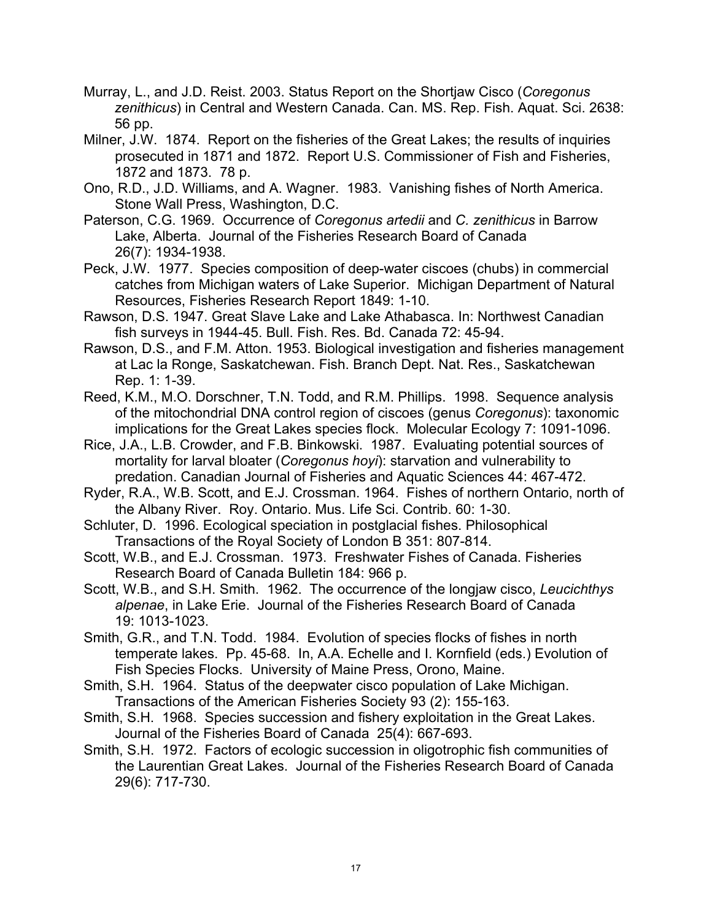Murray, L., and J.D. Reist. 2003. Status Report on the Shortjaw Cisco (*Coregonus zenithicus*) in Central and Western Canada. Can. MS. Rep. Fish. Aquat. Sci. 2638: 56 pp.

Milner, J.W. 1874. Report on the fisheries of the Great Lakes; the results of inquiries prosecuted in 1871 and 1872. Report U.S. Commissioner of Fish and Fisheries, 1872 and 1873. 78 p.

Ono, R.D., J.D. Williams, and A. Wagner. 1983. Vanishing fishes of North America. Stone Wall Press, Washington, D.C.

Paterson, C.G. 1969. Occurrence of *Coregonus artedii* and *C. zenithicus* in Barrow Lake, Alberta. Journal of the Fisheries Research Board of Canada 26(7): 1934-1938.

Peck, J.W. 1977. Species composition of deep-water ciscoes (chubs) in commercial catches from Michigan waters of Lake Superior. Michigan Department of Natural Resources, Fisheries Research Report 1849: 1-10.

Rawson, D.S. 1947. Great Slave Lake and Lake Athabasca. In: Northwest Canadian fish surveys in 1944-45. Bull. Fish. Res. Bd. Canada 72: 45-94.

Rawson, D.S., and F.M. Atton. 1953. Biological investigation and fisheries management at Lac la Ronge, Saskatchewan. Fish. Branch Dept. Nat. Res., Saskatchewan Rep. 1: 1-39.

Reed, K.M., M.O. Dorschner, T.N. Todd, and R.M. Phillips. 1998. Sequence analysis of the mitochondrial DNA control region of ciscoes (genus *Coregonus*): taxonomic implications for the Great Lakes species flock. Molecular Ecology 7: 1091-1096.

Rice, J.A., L.B. Crowder, and F.B. Binkowski. 1987. Evaluating potential sources of mortality for larval bloater (*Coregonus hoyi*): starvation and vulnerability to predation. Canadian Journal of Fisheries and Aquatic Sciences 44: 467-472.

Ryder, R.A., W.B. Scott, and E.J. Crossman. 1964. Fishes of northern Ontario, north of the Albany River. Roy. Ontario. Mus. Life Sci. Contrib. 60: 1-30.

Schluter, D. 1996. Ecological speciation in postglacial fishes. Philosophical Transactions of the Royal Society of London B 351: 807-814.

Scott, W.B., and E.J. Crossman. 1973. Freshwater Fishes of Canada. Fisheries Research Board of Canada Bulletin 184: 966 p.

Scott, W.B., and S.H. Smith. 1962. The occurrence of the longjaw cisco, *Leucichthys alpenae*, in Lake Erie. Journal of the Fisheries Research Board of Canada 19: 1013-1023.

Smith, G.R., and T.N. Todd. 1984. Evolution of species flocks of fishes in north temperate lakes. Pp. 45-68. In, A.A. Echelle and I. Kornfield (eds.) Evolution of Fish Species Flocks. University of Maine Press, Orono, Maine.

Smith, S.H. 1964. Status of the deepwater cisco population of Lake Michigan. Transactions of the American Fisheries Society 93 (2): 155-163.

Smith, S.H. 1968. Species succession and fishery exploitation in the Great Lakes. Journal of the Fisheries Board of Canada 25(4): 667-693.

Smith, S.H. 1972. Factors of ecologic succession in oligotrophic fish communities of the Laurentian Great Lakes. Journal of the Fisheries Research Board of Canada 29(6): 717-730.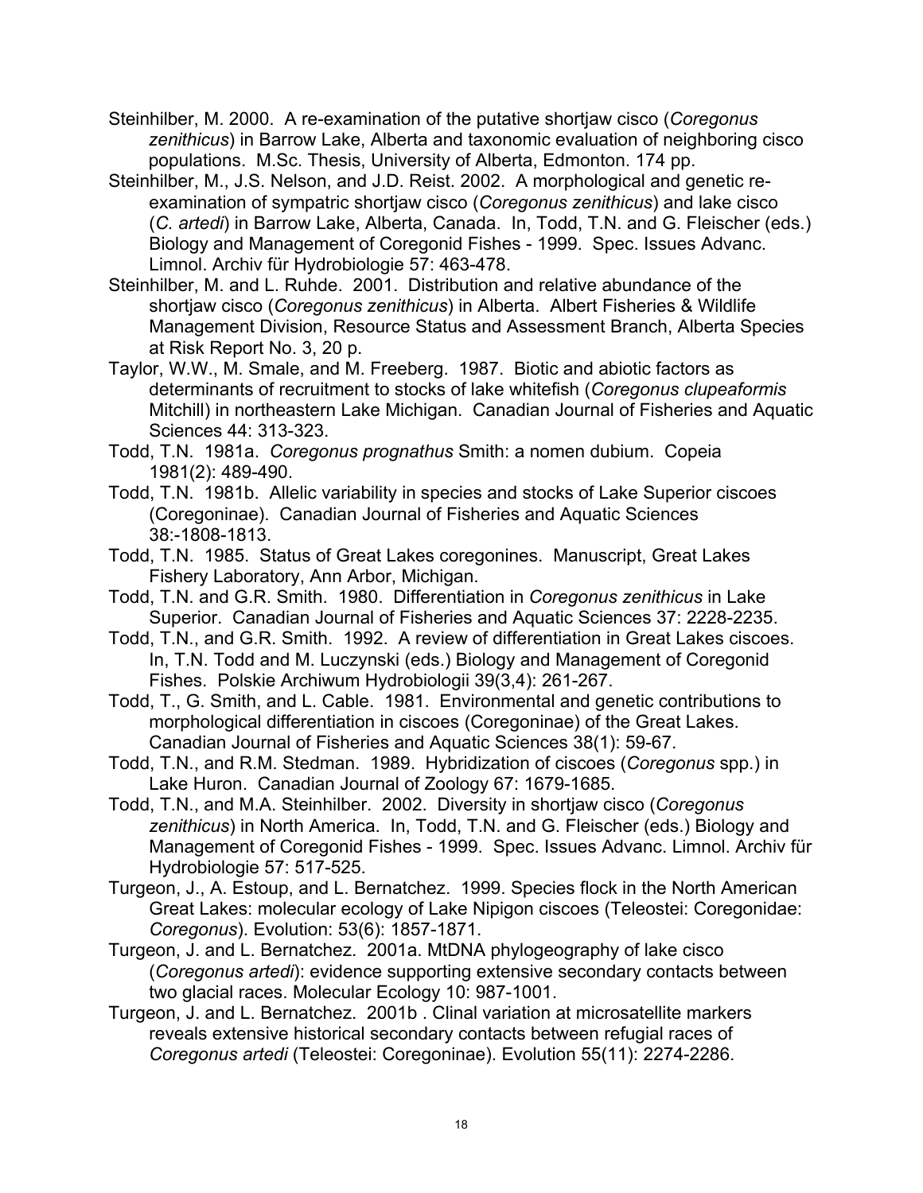Steinhilber, M. 2000. A re-examination of the putative shortjaw cisco (*Coregonus zenithicus*) in Barrow Lake, Alberta and taxonomic evaluation of neighboring cisco populations. M.Sc. Thesis, University of Alberta, Edmonton. 174 pp.

Steinhilber, M., J.S. Nelson, and J.D. Reist. 2002. A morphological and genetic re-examination of sympatric shortjaw cisco (*Coregonus zenithicus*) and lake cisco (*C. artedi*) in Barrow Lake, Alberta, Canada. In, Todd, T.N. and G. Fleischer (eds.) Biology and Management of Coregonid Fishes - 1999. Spec. Issues Advanc. Limnol. Archiv für Hydrobiologie 57: 463-478.

Steinhilber, M. and L. Ruhde. 2001. Distribution and relative abundance of the shortjaw cisco (*Coregonus zenithicus*) in Alberta. Albert Fisheries & Wildlife Management Division, Resource Status and Assessment Branch, Alberta Species at Risk Report No. 3, 20 p.

Taylor, W.W., M. Smale, and M. Freeberg. 1987. Biotic and abiotic factors as determinants of recruitment to stocks of lake whitefish (*Coregonus clupeaformis* Mitchill) in northeastern Lake Michigan. Canadian Journal of Fisheries and Aquatic Sciences 44: 313-323.

Todd, T.N. 1981a. *Coregonus prognathus* Smith: a nomen dubium. Copeia 1981(2): 489-490.

Todd, T.N. 1981b. Allelic variability in species and stocks of Lake Superior ciscoes (Coregoninae). Canadian Journal of Fisheries and Aquatic Sciences 38:-1808-1813.

Todd, T.N. 1985. Status of Great Lakes coregonines. Manuscript, Great Lakes Fishery Laboratory, Ann Arbor, Michigan.

Todd, T.N. and G.R. Smith. 1980. Differentiation in *Coregonus zenithicus* in Lake Superior. Canadian Journal of Fisheries and Aquatic Sciences 37: 2228-2235.

Todd, T.N., and G.R. Smith. 1992. A review of differentiation in Great Lakes ciscoes. In, T.N. Todd and M. Luczynski (eds.) Biology and Management of Coregonid Fishes. Polskie Archiwum Hydrobiologii 39(3,4): 261-267.

Todd, T., G. Smith, and L. Cable. 1981. Environmental and genetic contributions to morphological differentiation in ciscoes (Coregoninae) of the Great Lakes. Canadian Journal of Fisheries and Aquatic Sciences 38(1): 59-67.

Todd, T.N., and R.M. Stedman. 1989. Hybridization of ciscoes (*Coregonus* spp.) in Lake Huron. Canadian Journal of Zoology 67: 1679-1685.

Todd, T.N., and M.A. Steinhilber. 2002. Diversity in shortjaw cisco (*Coregonus zenithicus*) in North America. In, Todd, T.N. and G. Fleischer (eds.) Biology and Management of Coregonid Fishes - 1999. Spec. Issues Advanc. Limnol. Archiv für Hydrobiologie 57: 517-525.

Turgeon, J., A. Estoup, and L. Bernatchez. 1999. Species flock in the North American Great Lakes: molecular ecology of Lake Nipigon ciscoes (Teleostei: Coregonidae: *Coregonus*). Evolution: 53(6): 1857-1871.

Turgeon, J. and L. Bernatchez. 2001a. MtDNA phylogeography of lake cisco (*Coregonus artedi*): evidence supporting extensive secondary contacts between two glacial races. Molecular Ecology 10: 987-1001.

Turgeon, J. and L. Bernatchez. 2001b . Clinal variation at microsatellite markers reveals extensive historical secondary contacts between refugial races of *Coregonus artedi* (Teleostei: Coregoninae). Evolution 55(11): 2274-2286.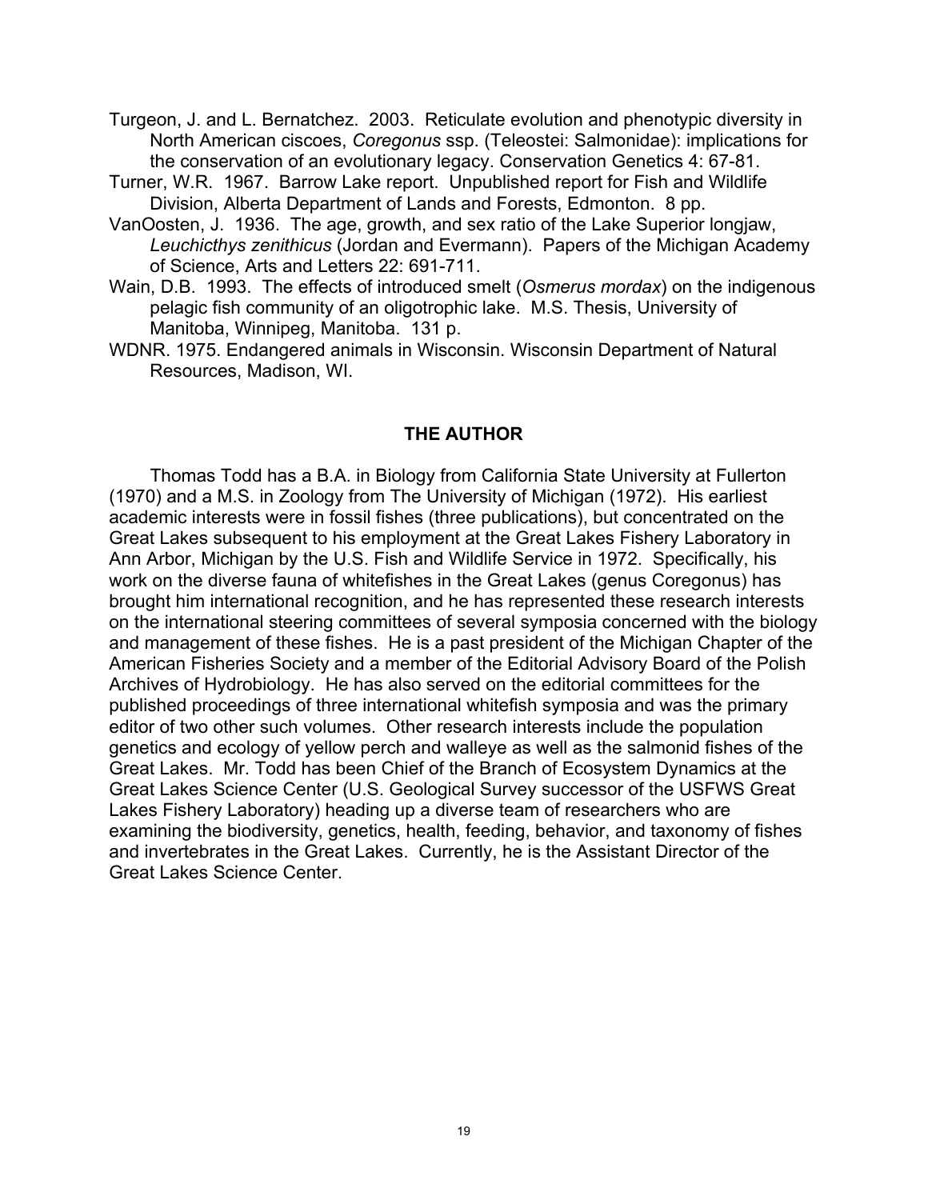Turgeon, J. and L. Bernatchez. 2003. Reticulate evolution and phenotypic diversity in North American ciscoes, *Coregonus* ssp. (Teleostei: Salmonidae): implications for the conservation of an evolutionary legacy. Conservation Genetics 4: 67-81.

Turner, W.R. 1967. Barrow Lake report. Unpublished report for Fish and Wildlife Division, Alberta Department of Lands and Forests, Edmonton. 8 pp.

VanOosten, J. 1936. The age, growth, and sex ratio of the Lake Superior longjaw, *Leuchicthys zenithicus* (Jordan and Evermann). Papers of the Michigan Academy of Science, Arts and Letters 22: 691-711.

Wain, D.B. 1993. The effects of introduced smelt (*Osmerus mordax*) on the indigenous pelagic fish community of an oligotrophic lake. M.S. Thesis, University of Manitoba, Winnipeg, Manitoba. 131 p.

WDNR. 1975. Endangered animals in Wisconsin. Wisconsin Department of Natural Resources, Madison, WI.

## THE AUTHOR

Thomas Todd has a B.A. in Biology from California State University at Fullerton (1970) and a M.S. in Zoology from The University of Michigan (1972). His earliest academic interests were in fossil fishes (three publications), but concentrated on the Great Lakes subsequent to his employment at the Great Lakes Fishery Laboratory in Ann Arbor, Michigan by the U.S. Fish and Wildlife Service in 1972. Specifically, his work on the diverse fauna of whitefishes in the Great Lakes (genus Coregonus) has brought him international recognition, and he has represented these research interests on the international steering committees of several symposia concerned with the biology and management of these fishes. He is a past president of the Michigan Chapter of the American Fisheries Society and a member of the Editorial Advisory Board of the Polish Archives of Hydrobiology. He has also served on the editorial committees for the published proceedings of three international whitefish symposia and was the primary editor of two other such volumes. Other research interests include the population genetics and ecology of yellow perch and walleye as well as the salmonid fishes of the Great Lakes. Mr. Todd has been Chief of the Branch of Ecosystem Dynamics at the Great Lakes Science Center (U.S. Geological Survey successor of the USFWS Great Lakes Fishery Laboratory) heading up a diverse team of researchers who are examining the biodiversity, genetics, health, feeding, behavior, and taxonomy of fishes and invertebrates in the Great Lakes. Currently, he is the Assistant Director of the Great Lakes Science Center.